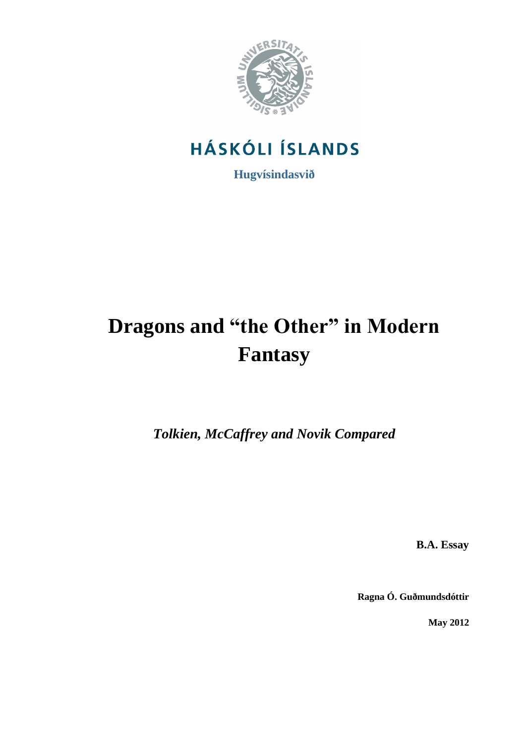HÁSKÓLI ÍSLANDS

**Hugvísindasvið**

# Dragons and "the Other" in Modern Fantasy

***Tolkien, McCaffrey and Novik Compared***

**B.A. Essay**

**Ragna Ó. Guðmundsdóttir**

**May 2012**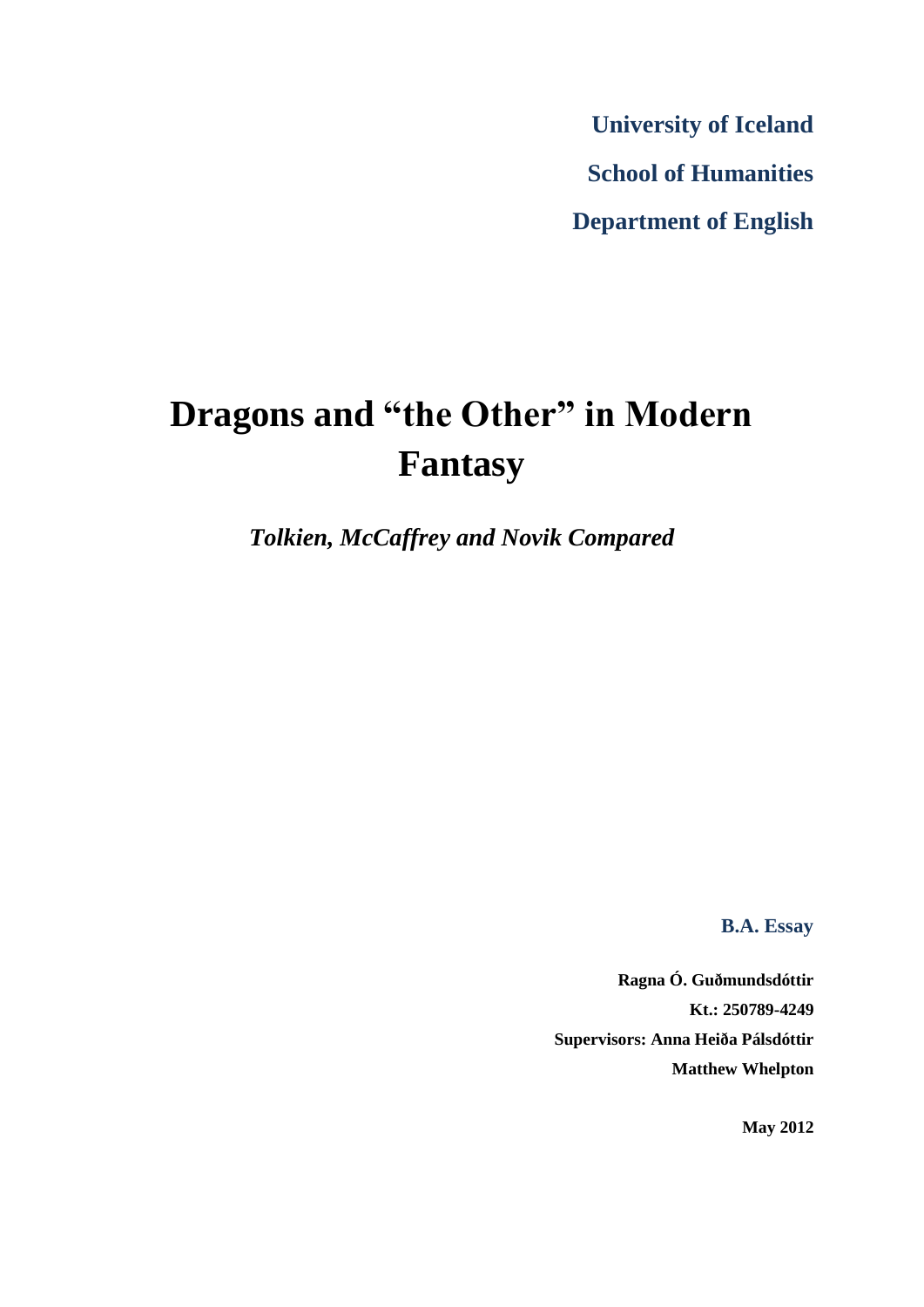**University of Iceland**

**School of Humanities**

**Department of English**

# Dragons and "the Other" in Modern Fantasy

***Tolkien, McCaffrey and Novik Compared***

**B.A. Essay**

**Ragna Ó. Guðmundsdóttir**

**Kt.: 250789-4249**

**Supervisors: Anna Heiða Pálsdóttir**

**Matthew Whelpton**

**May 2012**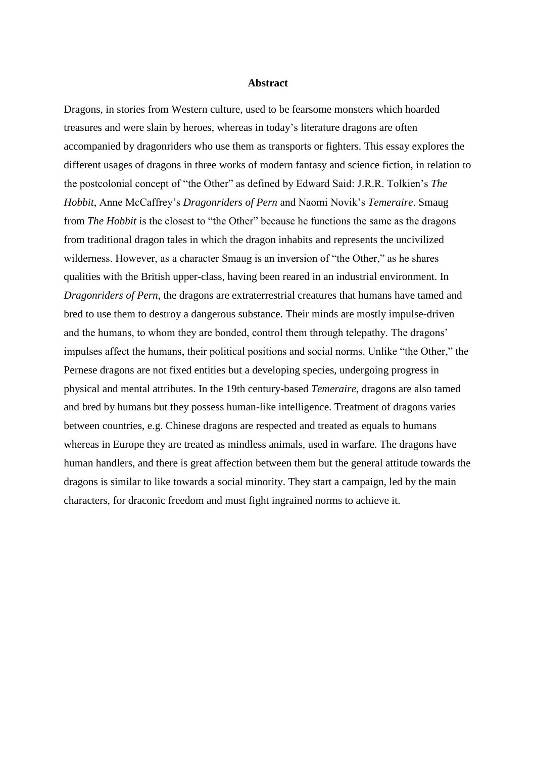# Abstract

Dragons, in stories from Western culture, used to be fearsome monsters which hoarded treasures and were slain by heroes, whereas in today's literature dragons are often accompanied by dragonriders who use them as transports or fighters. This essay explores the different usages of dragons in three works of modern fantasy and science fiction, in relation to the postcolonial concept of "the Other" as defined by Edward Said: J.R.R. Tolkien's *The Hobbit*, Anne McCaffrey's *Dragonriders of Pern* and Naomi Novik's *Temeraire*. Smaug from *The Hobbit* is the closest to "the Other" because he functions the same as the dragons from traditional dragon tales in which the dragon inhabits and represents the uncivilized wilderness. However, as a character Smaug is an inversion of "the Other," as he shares qualities with the British upper-class, having been reared in an industrial environment. In *Dragonriders of Pern*, the dragons are extraterrestrial creatures that humans have tamed and bred to use them to destroy a dangerous substance. Their minds are mostly impulse-driven and the humans, to whom they are bonded, control them through telepathy. The dragons' impulses affect the humans, their political positions and social norms. Unlike "the Other," the Pernese dragons are not fixed entities but a developing species, undergoing progress in physical and mental attributes. In the 19th century-based *Temeraire*, dragons are also tamed and bred by humans but they possess human-like intelligence. Treatment of dragons varies between countries, e.g. Chinese dragons are respected and treated as equals to humans whereas in Europe they are treated as mindless animals, used in warfare. The dragons have human handlers, and there is great affection between them but the general attitude towards the dragons is similar to like towards a social minority. They start a campaign, led by the main characters, for draconic freedom and must fight ingrained norms to achieve it.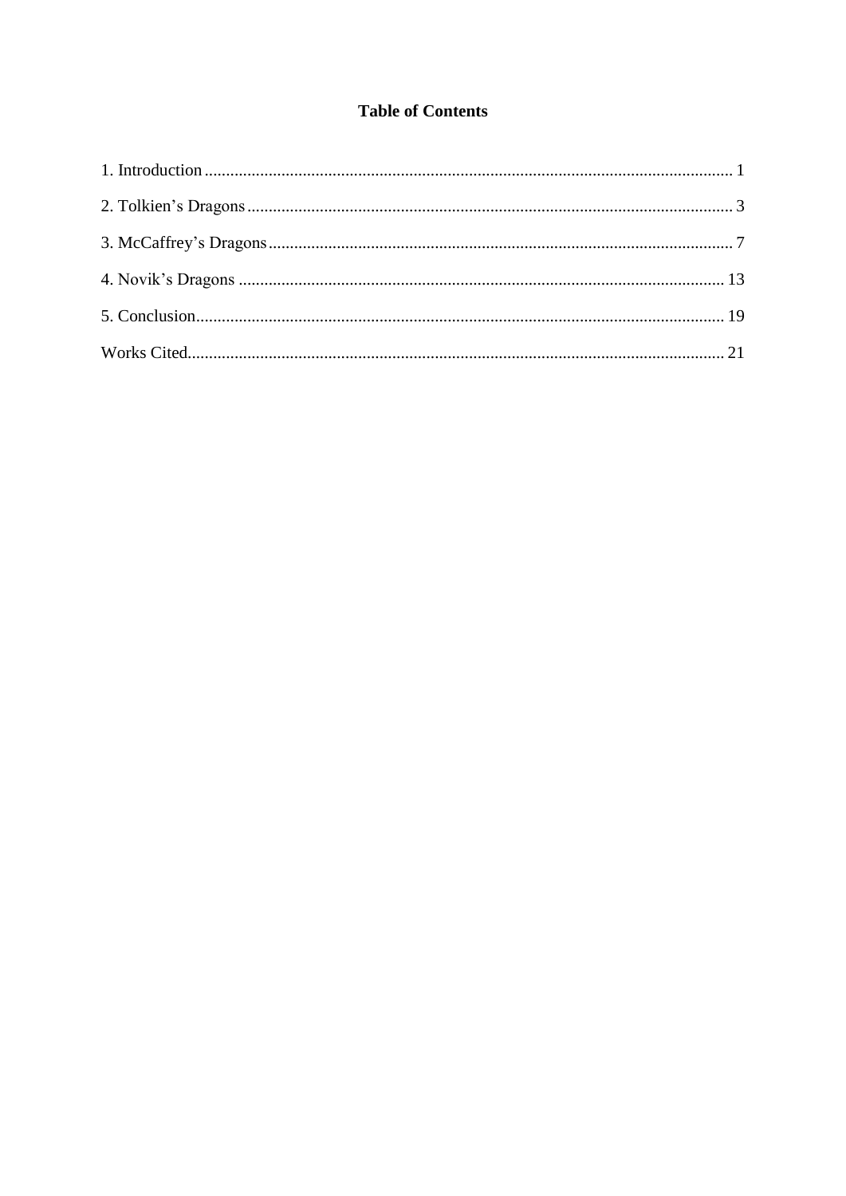# Table of Contents

1. Introduction ........................................................ 1
2. Tolkien's Dragons ........................................................ 3
3. McCaffrey's Dragons ........................................................ 7
4. Novik's Dragons ........................................................ 13
5. Conclusion ........................................................ 19

Works Cited ........................................................ 21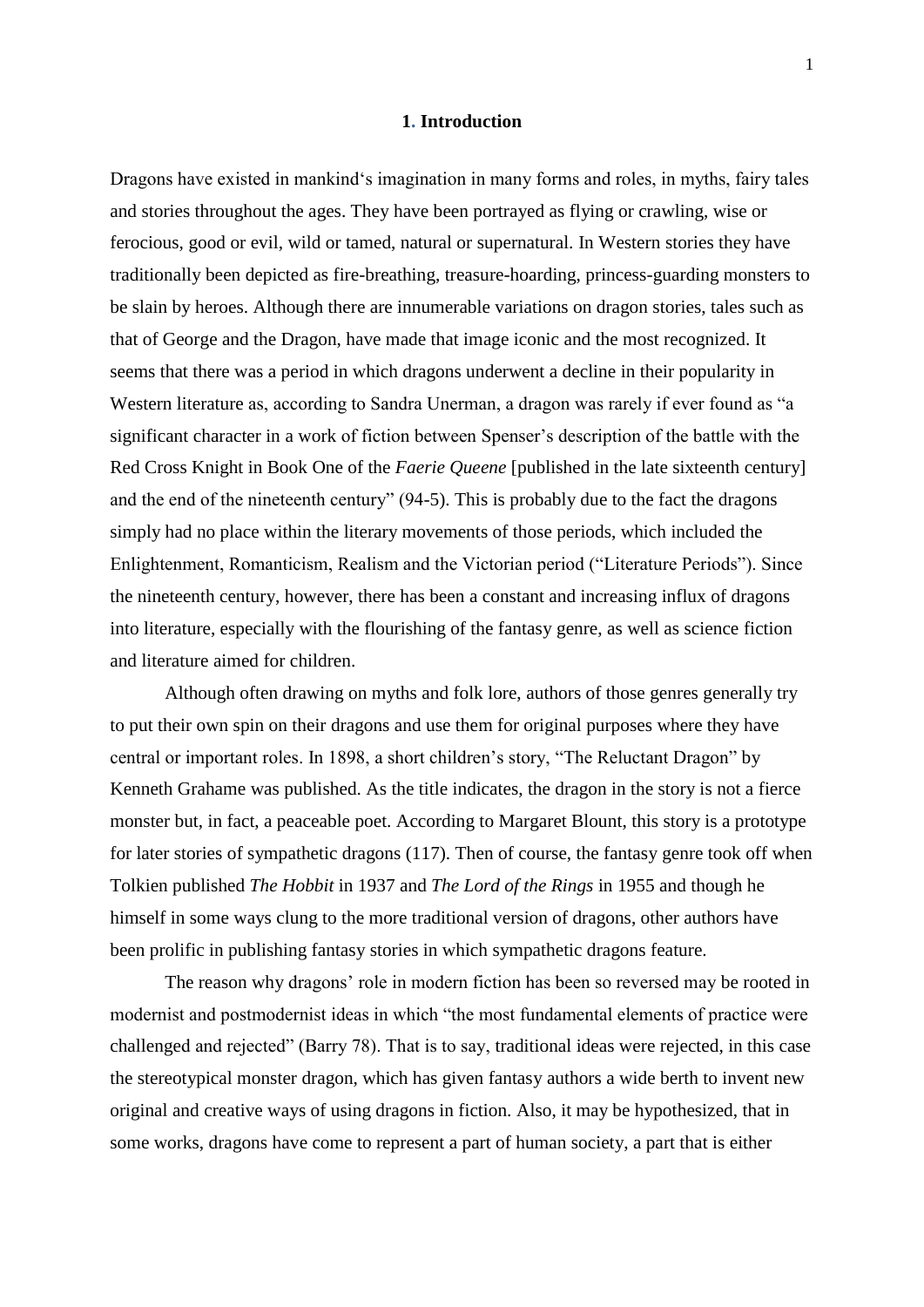# 1. Introduction

Dragons have existed in mankind's imagination in many forms and roles, in myths, fairy tales and stories throughout the ages. They have been portrayed as flying or crawling, wise or ferocious, good or evil, wild or tamed, natural or supernatural. In Western stories they have traditionally been depicted as fire-breathing, treasure-hoarding, princess-guarding monsters to be slain by heroes. Although there are innumerable variations on dragon stories, tales such as that of George and the Dragon, have made that image iconic and the most recognized. It seems that there was a period in which dragons underwent a decline in their popularity in Western literature as, according to Sandra Unerman, a dragon was rarely if ever found as "a significant character in a work of fiction between Spenser's description of the battle with the Red Cross Knight in Book One of the *Faerie Queene* [published in the late sixteenth century] and the end of the nineteenth century" (94-5). This is probably due to the fact the dragons simply had no place within the literary movements of those periods, which included the Enlightenment, Romanticism, Realism and the Victorian period ("Literature Periods"). Since the nineteenth century, however, there has been a constant and increasing influx of dragons into literature, especially with the flourishing of the fantasy genre, as well as science fiction and literature aimed for children.

Although often drawing on myths and folk lore, authors of those genres generally try to put their own spin on their dragons and use them for original purposes where they have central or important roles. In 1898, a short children's story, "The Reluctant Dragon" by Kenneth Grahame was published. As the title indicates, the dragon in the story is not a fierce monster but, in fact, a peaceable poet. According to Margaret Blount, this story is a prototype for later stories of sympathetic dragons (117). Then of course, the fantasy genre took off when Tolkien published *The Hobbit* in 1937 and *The Lord of the Rings* in 1955 and though he himself in some ways clung to the more traditional version of dragons, other authors have been prolific in publishing fantasy stories in which sympathetic dragons feature.

The reason why dragons' role in modern fiction has been so reversed may be rooted in modernist and postmodernist ideas in which "the most fundamental elements of practice were challenged and rejected" (Barry 78). That is to say, traditional ideas were rejected, in this case the stereotypical monster dragon, which has given fantasy authors a wide berth to invent new original and creative ways of using dragons in fiction. Also, it may be hypothesized, that in some works, dragons have come to represent a part of human society, a part that is either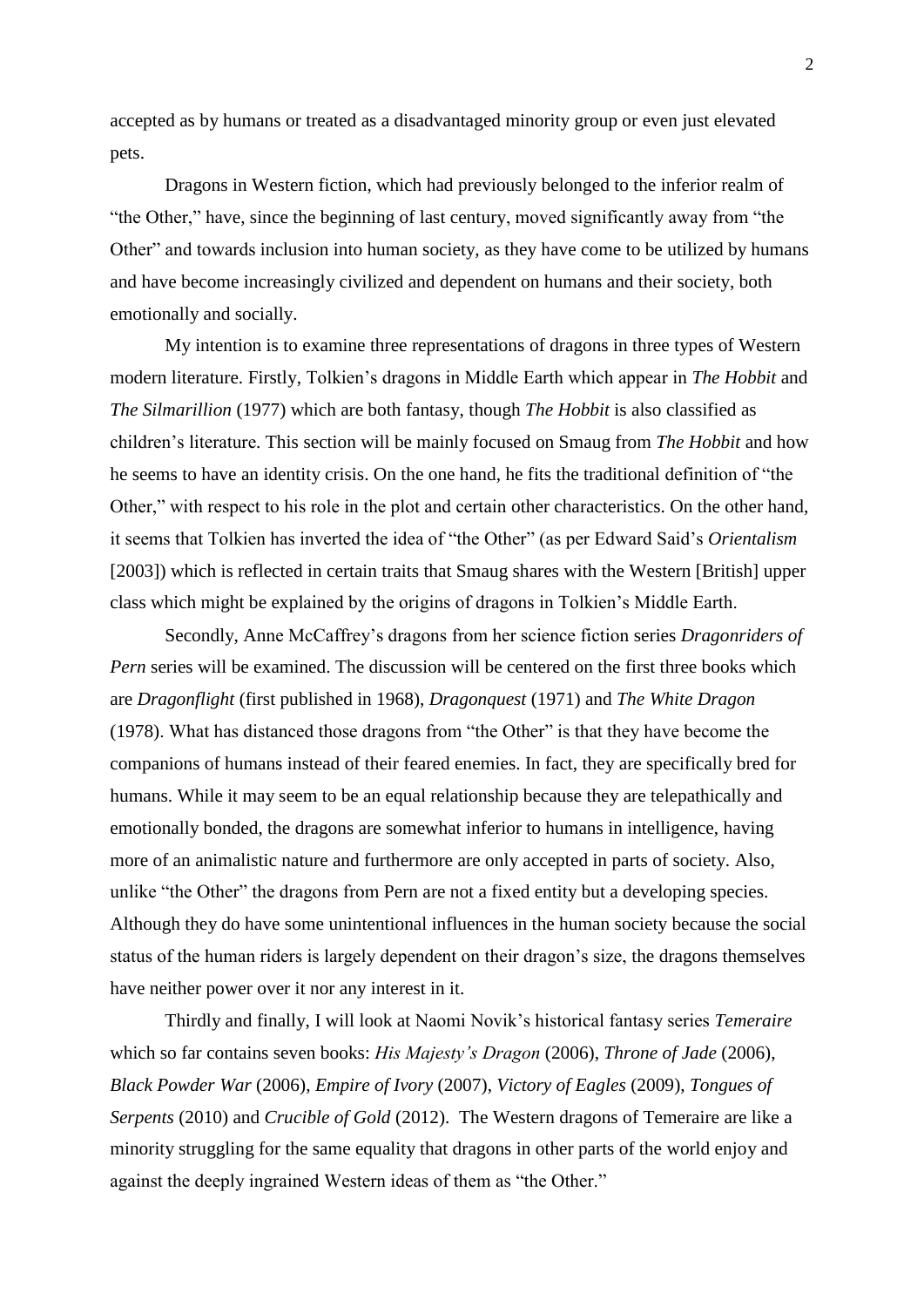accepted as by humans or treated as a disadvantaged minority group or even just elevated pets.

Dragons in Western fiction, which had previously belonged to the inferior realm of "the Other," have, since the beginning of last century, moved significantly away from "the Other" and towards inclusion into human society, as they have come to be utilized by humans and have become increasingly civilized and dependent on humans and their society, both emotionally and socially.

My intention is to examine three representations of dragons in three types of Western modern literature. Firstly, Tolkien's dragons in Middle Earth which appear in *The Hobbit* and *The Silmarillion* (1977) which are both fantasy, though *The Hobbit* is also classified as children's literature. This section will be mainly focused on Smaug from *The Hobbit* and how he seems to have an identity crisis. On the one hand, he fits the traditional definition of "the Other," with respect to his role in the plot and certain other characteristics. On the other hand, it seems that Tolkien has inverted the idea of "the Other" (as per Edward Said's *Orientalism* [2003]) which is reflected in certain traits that Smaug shares with the Western [British] upper class which might be explained by the origins of dragons in Tolkien's Middle Earth.

Secondly, Anne McCaffrey's dragons from her science fiction series *Dragonriders of Pern* series will be examined. The discussion will be centered on the first three books which are *Dragonflight* (first published in 1968), *Dragonquest* (1971) and *The White Dragon* (1978). What has distanced those dragons from "the Other" is that they have become the companions of humans instead of their feared enemies. In fact, they are specifically bred for humans. While it may seem to be an equal relationship because they are telepathically and emotionally bonded, the dragons are somewhat inferior to humans in intelligence, having more of an animalistic nature and furthermore are only accepted in parts of society. Also, unlike "the Other" the dragons from Pern are not a fixed entity but a developing species. Although they do have some unintentional influences in the human society because the social status of the human riders is largely dependent on their dragon's size, the dragons themselves have neither power over it nor any interest in it.

Thirdly and finally, I will look at Naomi Novik's historical fantasy series *Temeraire* which so far contains seven books: *His Majesty's Dragon* (2006), *Throne of Jade* (2006), *Black Powder War* (2006), *Empire of Ivory* (2007), *Victory of Eagles* (2009), *Tongues of Serpents* (2010) and *Crucible of Gold* (2012). The Western dragons of Temeraire are like a minority struggling for the same equality that dragons in other parts of the world enjoy and against the deeply ingrained Western ideas of them as "the Other."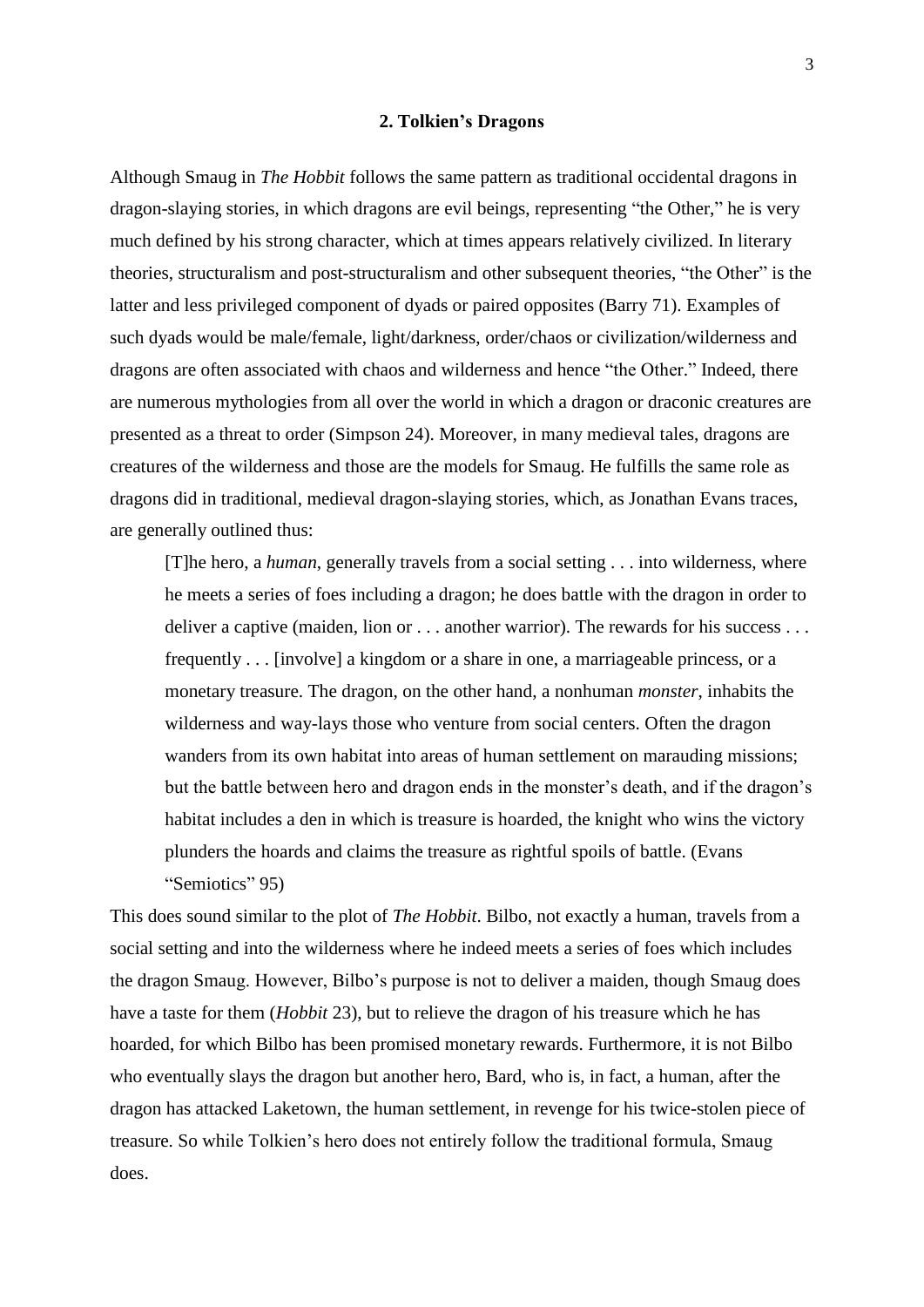## 2. Tolkien's Dragons

Although Smaug in *The Hobbit* follows the same pattern as traditional occidental dragons in dragon-slaying stories, in which dragons are evil beings, representing "the Other," he is very much defined by his strong character, which at times appears relatively civilized. In literary theories, structuralism and post-structuralism and other subsequent theories, "the Other" is the latter and less privileged component of dyads or paired opposites (Barry 71). Examples of such dyads would be male/female, light/darkness, order/chaos or civilization/wilderness and dragons are often associated with chaos and wilderness and hence "the Other." Indeed, there are numerous mythologies from all over the world in which a dragon or draconic creatures are presented as a threat to order (Simpson 24). Moreover, in many medieval tales, dragons are creatures of the wilderness and those are the models for Smaug. He fulfills the same role as dragons did in traditional, medieval dragon-slaying stories, which, as Jonathan Evans traces, are generally outlined thus:

> [T]he hero, a *human*, generally travels from a social setting . . . into wilderness, where he meets a series of foes including a dragon; he does battle with the dragon in order to deliver a captive (maiden, lion or . . . another warrior). The rewards for his success . . . frequently . . . [involve] a kingdom or a share in one, a marriageable princess, or a monetary treasure. The dragon, on the other hand, a nonhuman *monster*, inhabits the wilderness and way-lays those who venture from social centers. Often the dragon wanders from its own habitat into areas of human settlement on marauding missions; but the battle between hero and dragon ends in the monster's death, and if the dragon's habitat includes a den in which is treasure is hoarded, the knight who wins the victory plunders the hoards and claims the treasure as rightful spoils of battle. (Evans "Semiotics" 95)

This does sound similar to the plot of *The Hobbit*. Bilbo, not exactly a human, travels from a social setting and into the wilderness where he indeed meets a series of foes which includes the dragon Smaug. However, Bilbo's purpose is not to deliver a maiden, though Smaug does have a taste for them (*Hobbit* 23), but to relieve the dragon of his treasure which he has hoarded, for which Bilbo has been promised monetary rewards. Furthermore, it is not Bilbo who eventually slays the dragon but another hero, Bard, who is, in fact, a human, after the dragon has attacked Laketown, the human settlement, in revenge for his twice-stolen piece of treasure. So while Tolkien's hero does not entirely follow the traditional formula, Smaug does.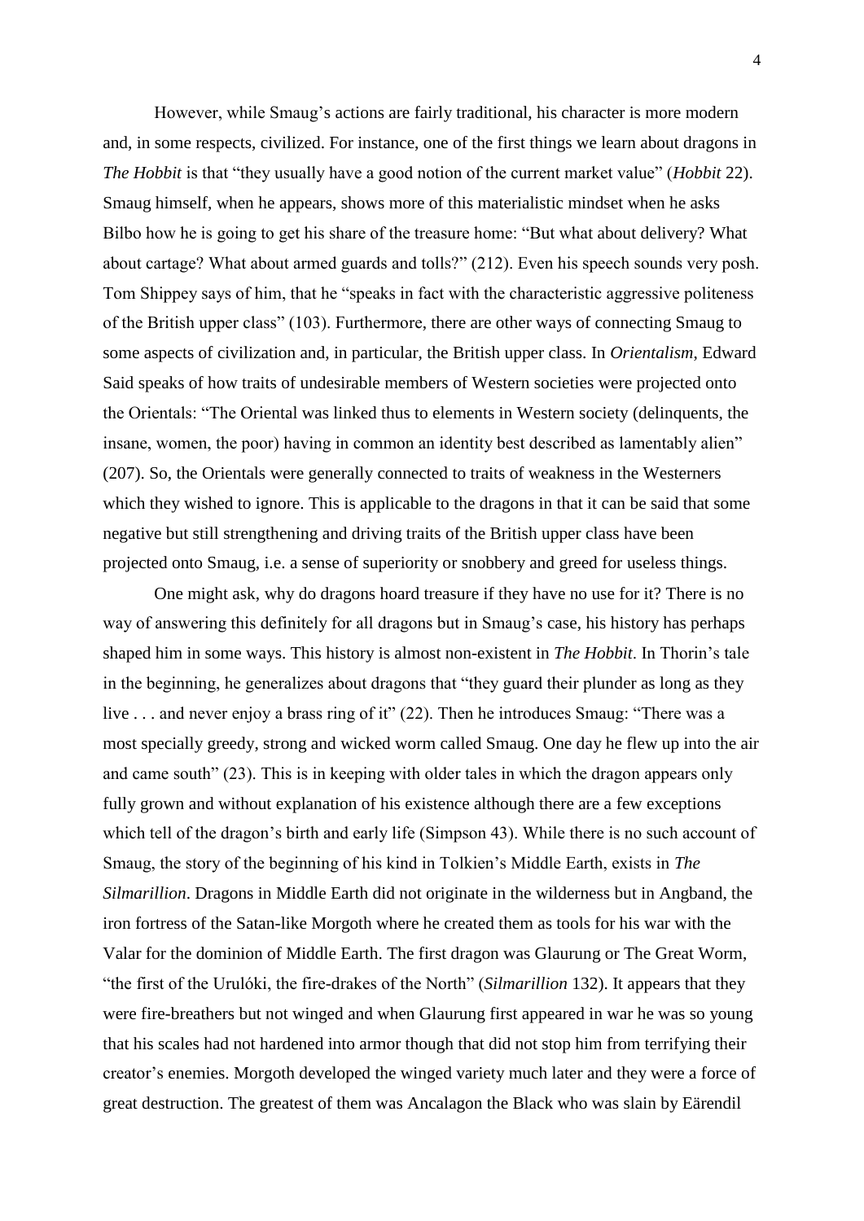However, while Smaug's actions are fairly traditional, his character is more modern and, in some respects, civilized. For instance, one of the first things we learn about dragons in *The Hobbit* is that "they usually have a good notion of the current market value" (*Hobbit* 22). Smaug himself, when he appears, shows more of this materialistic mindset when he asks Bilbo how he is going to get his share of the treasure home: "But what about delivery? What about cartage? What about armed guards and tolls?" (212). Even his speech sounds very posh. Tom Shippey says of him, that he "speaks in fact with the characteristic aggressive politeness of the British upper class" (103). Furthermore, there are other ways of connecting Smaug to some aspects of civilization and, in particular, the British upper class. In *Orientalism*, Edward Said speaks of how traits of undesirable members of Western societies were projected onto the Orientals: "The Oriental was linked thus to elements in Western society (delinquents, the insane, women, the poor) having in common an identity best described as lamentably alien" (207). So, the Orientals were generally connected to traits of weakness in the Westerners which they wished to ignore. This is applicable to the dragons in that it can be said that some negative but still strengthening and driving traits of the British upper class have been projected onto Smaug, i.e. a sense of superiority or snobbery and greed for useless things.

One might ask, why do dragons hoard treasure if they have no use for it? There is no way of answering this definitely for all dragons but in Smaug's case, his history has perhaps shaped him in some ways. This history is almost non-existent in *The Hobbit*. In Thorin's tale in the beginning, he generalizes about dragons that "they guard their plunder as long as they live . . . and never enjoy a brass ring of it" (22). Then he introduces Smaug: "There was a most specially greedy, strong and wicked worm called Smaug. One day he flew up into the air and came south" (23). This is in keeping with older tales in which the dragon appears only fully grown and without explanation of his existence although there are a few exceptions which tell of the dragon's birth and early life (Simpson 43). While there is no such account of Smaug, the story of the beginning of his kind in Tolkien's Middle Earth, exists in *The Silmarillion*. Dragons in Middle Earth did not originate in the wilderness but in Angband, the iron fortress of the Satan-like Morgoth where he created them as tools for his war with the Valar for the dominion of Middle Earth. The first dragon was Glaurung or The Great Worm, "the first of the Urulóki, the fire-drakes of the North" (*Silmarillion* 132). It appears that they were fire-breathers but not winged and when Glaurung first appeared in war he was so young that his scales had not hardened into armor though that did not stop him from terrifying their creator's enemies. Morgoth developed the winged variety much later and they were a force of great destruction. The greatest of them was Ancalagon the Black who was slain by Eärendil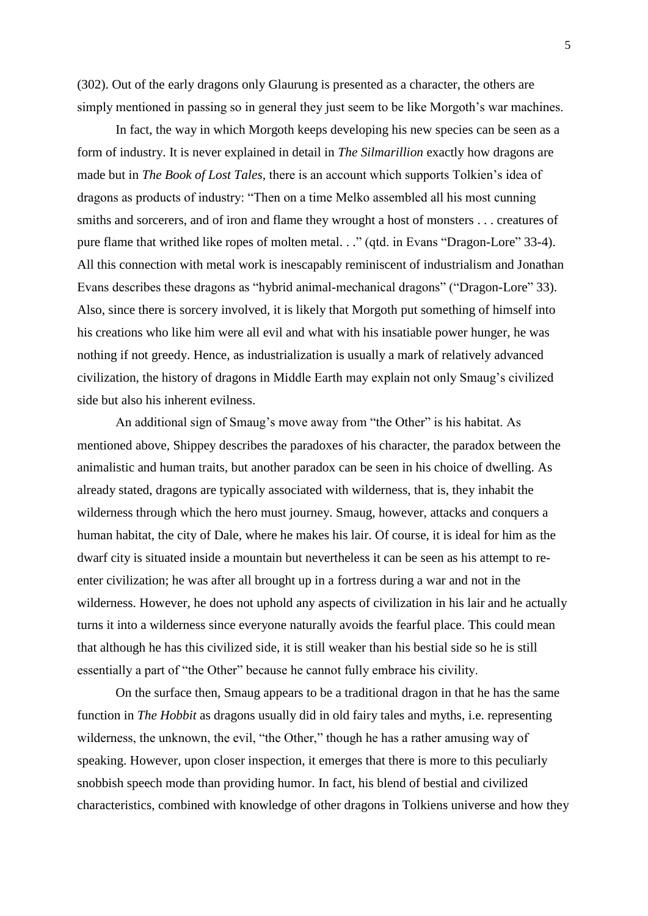(302). Out of the early dragons only Glaurung is presented as a character, the others are simply mentioned in passing so in general they just seem to be like Morgoth's war machines.

In fact, the way in which Morgoth keeps developing his new species can be seen as a form of industry. It is never explained in detail in *The Silmarillion* exactly how dragons are made but in *The Book of Lost Tales*, there is an account which supports Tolkien's idea of dragons as products of industry: "Then on a time Melko assembled all his most cunning smiths and sorcerers, and of iron and flame they wrought a host of monsters . . . creatures of pure flame that writhed like ropes of molten metal. . ." (qtd. in Evans "Dragon-Lore" 33-4). All this connection with metal work is inescapably reminiscent of industrialism and Jonathan Evans describes these dragons as "hybrid animal-mechanical dragons" ("Dragon-Lore" 33). Also, since there is sorcery involved, it is likely that Morgoth put something of himself into his creations who like him were all evil and what with his insatiable power hunger, he was nothing if not greedy. Hence, as industrialization is usually a mark of relatively advanced civilization, the history of dragons in Middle Earth may explain not only Smaug's civilized side but also his inherent evilness.

An additional sign of Smaug's move away from "the Other" is his habitat. As mentioned above, Shippey describes the paradoxes of his character, the paradox between the animalistic and human traits, but another paradox can be seen in his choice of dwelling. As already stated, dragons are typically associated with wilderness, that is, they inhabit the wilderness through which the hero must journey. Smaug, however, attacks and conquers a human habitat, the city of Dale, where he makes his lair. Of course, it is ideal for him as the dwarf city is situated inside a mountain but nevertheless it can be seen as his attempt to re-enter civilization; he was after all brought up in a fortress during a war and not in the wilderness. However, he does not uphold any aspects of civilization in his lair and he actually turns it into a wilderness since everyone naturally avoids the fearful place. This could mean that although he has this civilized side, it is still weaker than his bestial side so he is still essentially a part of "the Other" because he cannot fully embrace his civility.

On the surface then, Smaug appears to be a traditional dragon in that he has the same function in *The Hobbit* as dragons usually did in old fairy tales and myths, i.e. representing wilderness, the unknown, the evil, "the Other," though he has a rather amusing way of speaking. However, upon closer inspection, it emerges that there is more to this peculiarly snobbish speech mode than providing humor. In fact, his blend of bestial and civilized characteristics, combined with knowledge of other dragons in Tolkiens universe and how they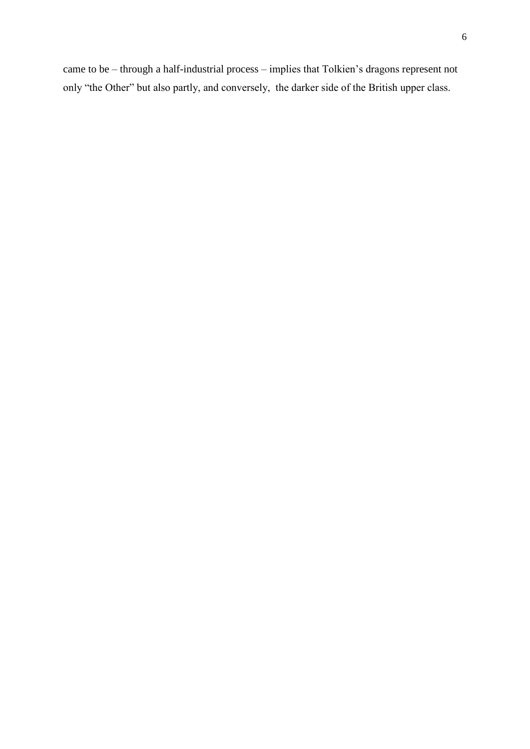came to be – through a half-industrial process – implies that Tolkien's dragons represent not only "the Other" but also partly, and conversely, the darker side of the British upper class.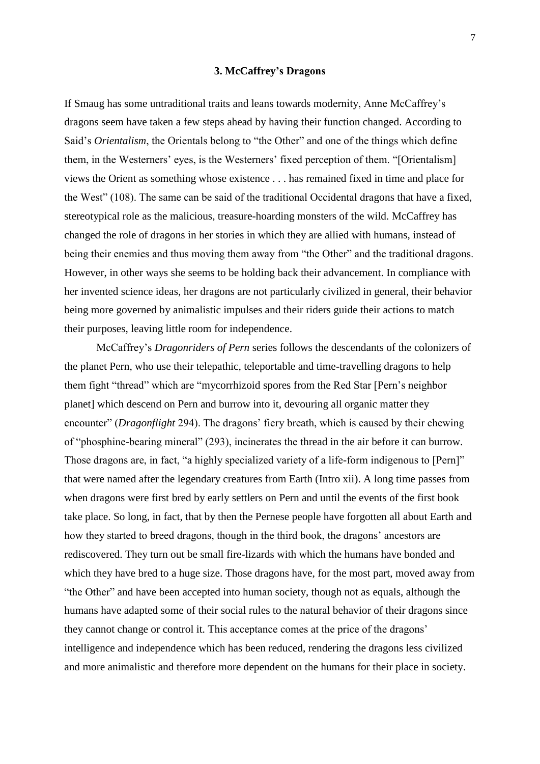### 3. McCaffrey's Dragons

If Smaug has some untraditional traits and leans towards modernity, Anne McCaffrey's dragons seem have taken a few steps ahead by having their function changed. According to Said's *Orientalism*, the Orientals belong to "the Other" and one of the things which define them, in the Westerners' eyes, is the Westerners' fixed perception of them. "[Orientalism] views the Orient as something whose existence . . . has remained fixed in time and place for the West" (108). The same can be said of the traditional Occidental dragons that have a fixed, stereotypical role as the malicious, treasure-hoarding monsters of the wild. McCaffrey has changed the role of dragons in her stories in which they are allied with humans, instead of being their enemies and thus moving them away from "the Other" and the traditional dragons. However, in other ways she seems to be holding back their advancement. In compliance with her invented science ideas, her dragons are not particularly civilized in general, their behavior being more governed by animalistic impulses and their riders guide their actions to match their purposes, leaving little room for independence.

McCaffrey's *Dragonriders of Pern* series follows the descendants of the colonizers of the planet Pern, who use their telepathic, teleportable and time-travelling dragons to help them fight "thread" which are "mycorrhizoid spores from the Red Star [Pern's neighbor planet] which descend on Pern and burrow into it, devouring all organic matter they encounter" (*Dragonflight* 294). The dragons' fiery breath, which is caused by their chewing of "phosphine-bearing mineral" (293), incinerates the thread in the air before it can burrow. Those dragons are, in fact, "a highly specialized variety of a life-form indigenous to [Pern]" that were named after the legendary creatures from Earth (Intro xii). A long time passes from when dragons were first bred by early settlers on Pern and until the events of the first book take place. So long, in fact, that by then the Pernese people have forgotten all about Earth and how they started to breed dragons, though in the third book, the dragons' ancestors are rediscovered. They turn out be small fire-lizards with which the humans have bonded and which they have bred to a huge size. Those dragons have, for the most part, moved away from "the Other" and have been accepted into human society, though not as equals, although the humans have adapted some of their social rules to the natural behavior of their dragons since they cannot change or control it. This acceptance comes at the price of the dragons' intelligence and independence which has been reduced, rendering the dragons less civilized and more animalistic and therefore more dependent on the humans for their place in society.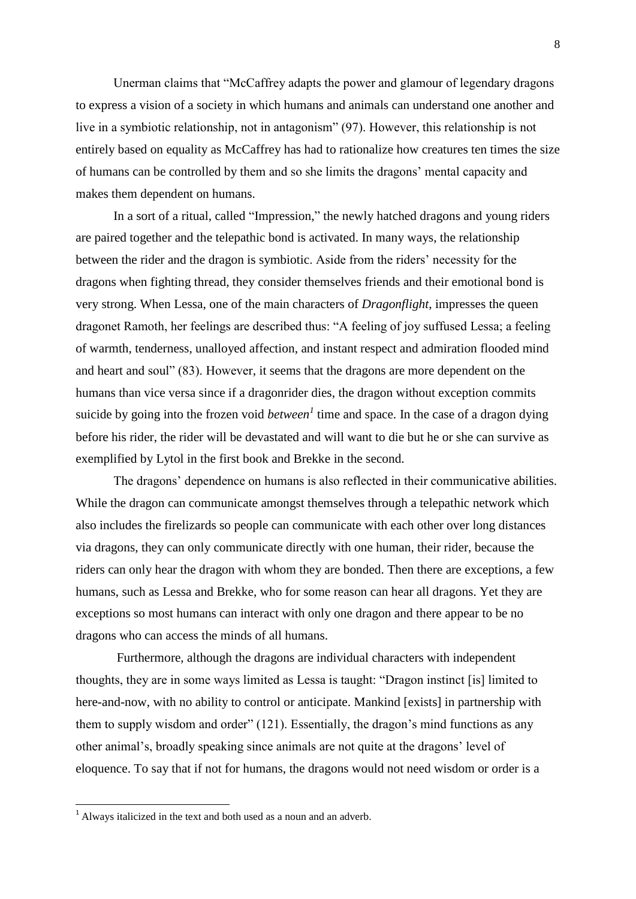Unerman claims that "McCaffrey adapts the power and glamour of legendary dragons to express a vision of a society in which humans and animals can understand one another and live in a symbiotic relationship, not in antagonism" (97). However, this relationship is not entirely based on equality as McCaffrey has had to rationalize how creatures ten times the size of humans can be controlled by them and so she limits the dragons' mental capacity and makes them dependent on humans.

In a sort of a ritual, called "Impression," the newly hatched dragons and young riders are paired together and the telepathic bond is activated. In many ways, the relationship between the rider and the dragon is symbiotic. Aside from the riders' necessity for the dragons when fighting thread, they consider themselves friends and their emotional bond is very strong. When Lessa, one of the main characters of *Dragonflight*, impresses the queen dragonet Ramoth, her feelings are described thus: "A feeling of joy suffused Lessa; a feeling of warmth, tenderness, unalloyed affection, and instant respect and admiration flooded mind and heart and soul" (83). However, it seems that the dragons are more dependent on the humans than vice versa since if a dragonrider dies, the dragon without exception commits suicide by going into the frozen void *between*[1] time and space. In the case of a dragon dying before his rider, the rider will be devastated and will want to die but he or she can survive as exemplified by Lytol in the first book and Brekke in the second.

The dragons' dependence on humans is also reflected in their communicative abilities. While the dragon can communicate amongst themselves through a telepathic network which also includes the firelizards so people can communicate with each other over long distances via dragons, they can only communicate directly with one human, their rider, because the riders can only hear the dragon with whom they are bonded. Then there are exceptions, a few humans, such as Lessa and Brekke, who for some reason can hear all dragons. Yet they are exceptions so most humans can interact with only one dragon and there appear to be no dragons who can access the minds of all humans.

Furthermore, although the dragons are individual characters with independent thoughts, they are in some ways limited as Lessa is taught: "Dragon instinct [is] limited to here-and-now, with no ability to control or anticipate. Mankind [exists] in partnership with them to supply wisdom and order" (121). Essentially, the dragon's mind functions as any other animal's, broadly speaking since animals are not quite at the dragons' level of eloquence. To say that if not for humans, the dragons would not need wisdom or order is a

[1] Always italicized in the text and both used as a noun and an adverb.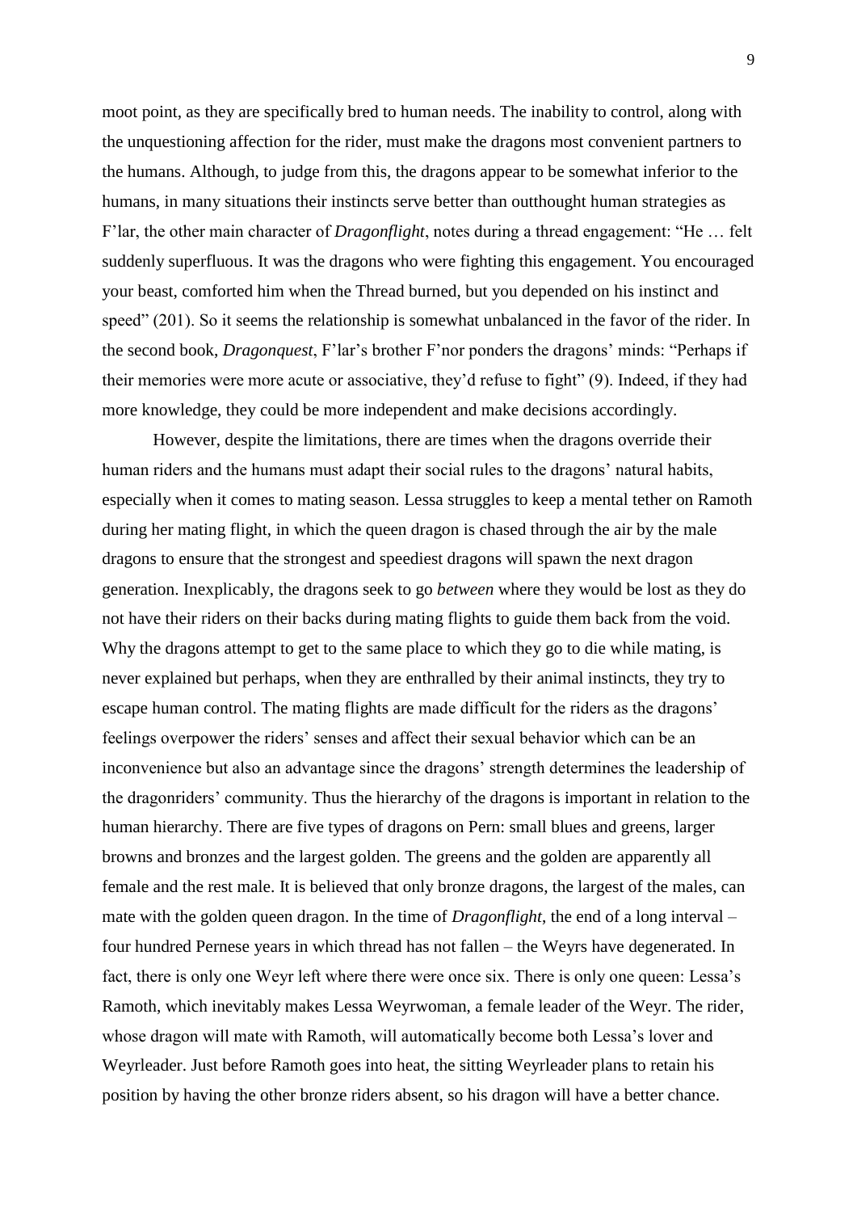moot point, as they are specifically bred to human needs. The inability to control, along with the unquestioning affection for the rider, must make the dragons most convenient partners to the humans. Although, to judge from this, the dragons appear to be somewhat inferior to the humans, in many situations their instincts serve better than outthought human strategies as F'lar, the other main character of *Dragonflight*, notes during a thread engagement: "He … felt suddenly superfluous. It was the dragons who were fighting this engagement. You encouraged your beast, comforted him when the Thread burned, but you depended on his instinct and speed" (201). So it seems the relationship is somewhat unbalanced in the favor of the rider. In the second book, *Dragonquest*, F'lar's brother F'nor ponders the dragons' minds: "Perhaps if their memories were more acute or associative, they'd refuse to fight" (9). Indeed, if they had more knowledge, they could be more independent and make decisions accordingly.

However, despite the limitations, there are times when the dragons override their human riders and the humans must adapt their social rules to the dragons' natural habits, especially when it comes to mating season. Lessa struggles to keep a mental tether on Ramoth during her mating flight, in which the queen dragon is chased through the air by the male dragons to ensure that the strongest and speediest dragons will spawn the next dragon generation. Inexplicably, the dragons seek to go *between* where they would be lost as they do not have their riders on their backs during mating flights to guide them back from the void. Why the dragons attempt to get to the same place to which they go to die while mating, is never explained but perhaps, when they are enthralled by their animal instincts, they try to escape human control. The mating flights are made difficult for the riders as the dragons' feelings overpower the riders' senses and affect their sexual behavior which can be an inconvenience but also an advantage since the dragons' strength determines the leadership of the dragonriders' community. Thus the hierarchy of the dragons is important in relation to the human hierarchy. There are five types of dragons on Pern: small blues and greens, larger browns and bronzes and the largest golden. The greens and the golden are apparently all female and the rest male. It is believed that only bronze dragons, the largest of the males, can mate with the golden queen dragon. In the time of *Dragonflight*, the end of a long interval – four hundred Pernese years in which thread has not fallen – the Weyrs have degenerated. In fact, there is only one Weyr left where there were once six. There is only one queen: Lessa's Ramoth, which inevitably makes Lessa Weyrwoman, a female leader of the Weyr. The rider, whose dragon will mate with Ramoth, will automatically become both Lessa's lover and Weyrleader. Just before Ramoth goes into heat, the sitting Weyrleader plans to retain his position by having the other bronze riders absent, so his dragon will have a better chance.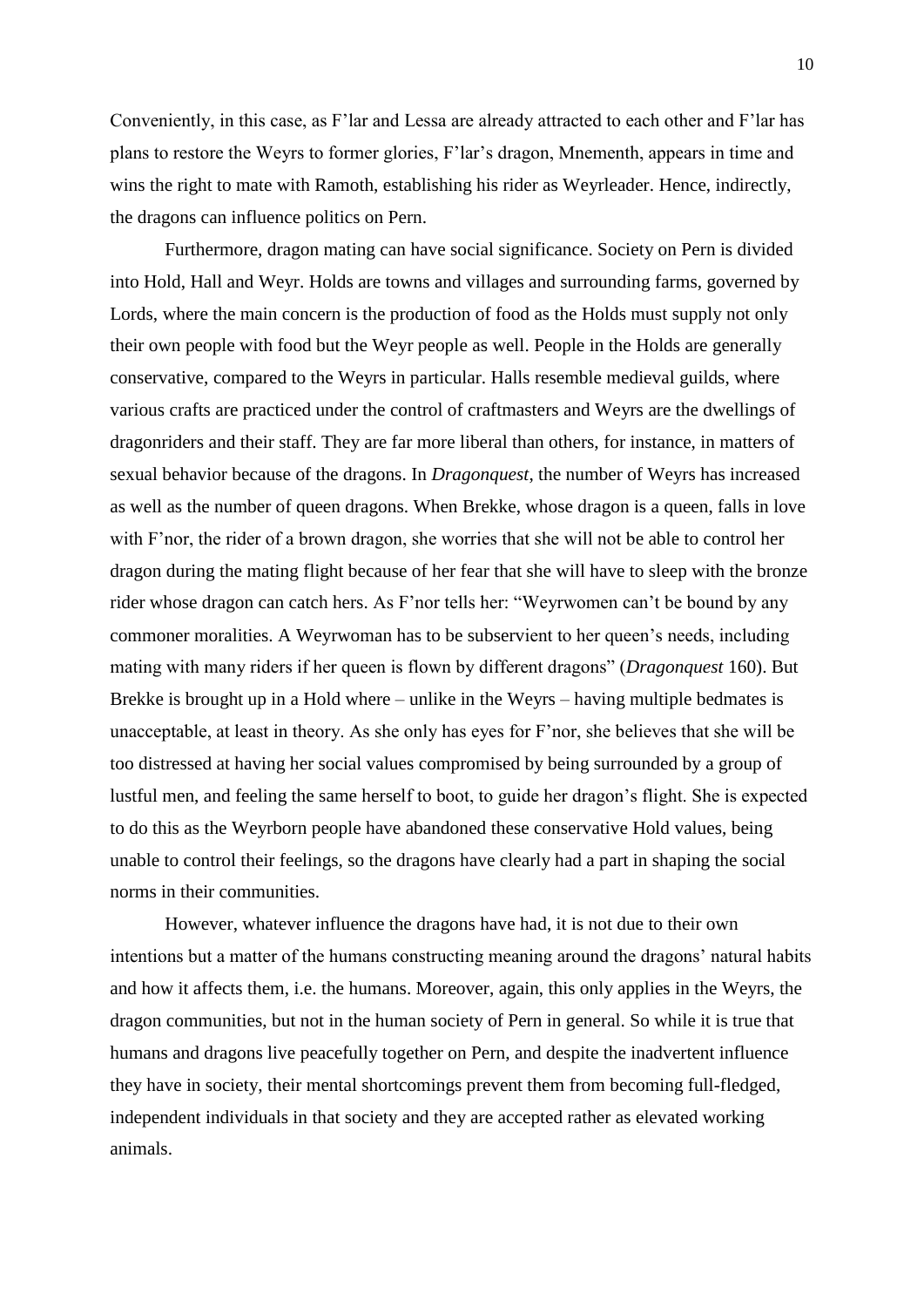Conveniently, in this case, as F'lar and Lessa are already attracted to each other and F'lar has plans to restore the Weyrs to former glories, F'lar's dragon, Mnementh, appears in time and wins the right to mate with Ramoth, establishing his rider as Weyrleader. Hence, indirectly, the dragons can influence politics on Pern.

Furthermore, dragon mating can have social significance. Society on Pern is divided into Hold, Hall and Weyr. Holds are towns and villages and surrounding farms, governed by Lords, where the main concern is the production of food as the Holds must supply not only their own people with food but the Weyr people as well. People in the Holds are generally conservative, compared to the Weyrs in particular. Halls resemble medieval guilds, where various crafts are practiced under the control of craftmasters and Weyrs are the dwellings of dragonriders and their staff. They are far more liberal than others, for instance, in matters of sexual behavior because of the dragons. In *Dragonquest*, the number of Weyrs has increased as well as the number of queen dragons. When Brekke, whose dragon is a queen, falls in love with F'nor, the rider of a brown dragon, she worries that she will not be able to control her dragon during the mating flight because of her fear that she will have to sleep with the bronze rider whose dragon can catch hers. As F'nor tells her: "Weyrwomen can't be bound by any commoner moralities. A Weyrwoman has to be subservient to her queen's needs, including mating with many riders if her queen is flown by different dragons" (*Dragonquest* 160). But Brekke is brought up in a Hold where – unlike in the Weyrs – having multiple bedmates is unacceptable, at least in theory. As she only has eyes for F'nor, she believes that she will be too distressed at having her social values compromised by being surrounded by a group of lustful men, and feeling the same herself to boot, to guide her dragon's flight. She is expected to do this as the Weyrborn people have abandoned these conservative Hold values, being unable to control their feelings, so the dragons have clearly had a part in shaping the social norms in their communities.

However, whatever influence the dragons have had, it is not due to their own intentions but a matter of the humans constructing meaning around the dragons' natural habits and how it affects them, i.e. the humans. Moreover, again, this only applies in the Weyrs, the dragon communities, but not in the human society of Pern in general. So while it is true that humans and dragons live peacefully together on Pern, and despite the inadvertent influence they have in society, their mental shortcomings prevent them from becoming full-fledged, independent individuals in that society and they are accepted rather as elevated working animals.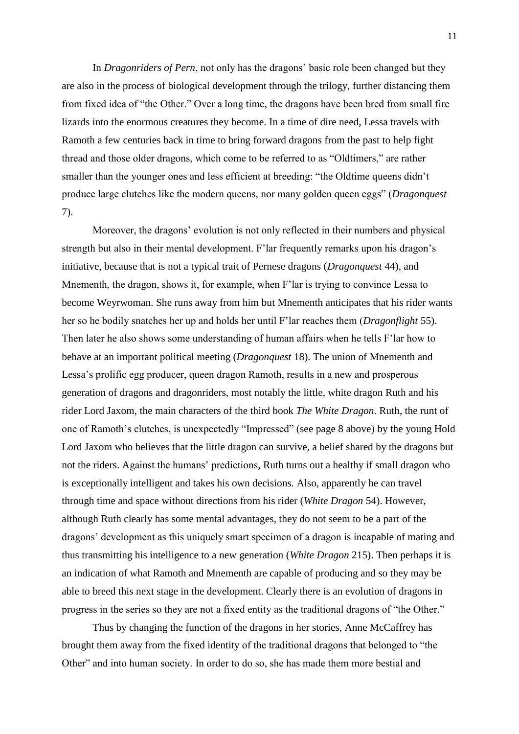In *Dragonriders of Pern*, not only has the dragons' basic role been changed but they are also in the process of biological development through the trilogy, further distancing them from fixed idea of "the Other." Over a long time, the dragons have been bred from small fire lizards into the enormous creatures they become. In a time of dire need, Lessa travels with Ramoth a few centuries back in time to bring forward dragons from the past to help fight thread and those older dragons, which come to be referred to as "Oldtimers," are rather smaller than the younger ones and less efficient at breeding: "the Oldtime queens didn't produce large clutches like the modern queens, nor many golden queen eggs" (*Dragonquest* 7).

Moreover, the dragons' evolution is not only reflected in their numbers and physical strength but also in their mental development. F'lar frequently remarks upon his dragon's initiative, because that is not a typical trait of Pernese dragons (*Dragonquest* 44), and Mnementh, the dragon, shows it, for example, when F'lar is trying to convince Lessa to become Weyrwoman. She runs away from him but Mnementh anticipates that his rider wants her so he bodily snatches her up and holds her until F'lar reaches them (*Dragonflight* 55). Then later he also shows some understanding of human affairs when he tells F'lar how to behave at an important political meeting (*Dragonquest* 18). The union of Mnementh and Lessa's prolific egg producer, queen dragon Ramoth, results in a new and prosperous generation of dragons and dragonriders, most notably the little, white dragon Ruth and his rider Lord Jaxom, the main characters of the third book *The White Dragon*. Ruth, the runt of one of Ramoth's clutches, is unexpectedly "Impressed" (see page 8 above) by the young Hold Lord Jaxom who believes that the little dragon can survive, a belief shared by the dragons but not the riders. Against the humans' predictions, Ruth turns out a healthy if small dragon who is exceptionally intelligent and takes his own decisions. Also, apparently he can travel through time and space without directions from his rider (*White Dragon* 54). However, although Ruth clearly has some mental advantages, they do not seem to be a part of the dragons' development as this uniquely smart specimen of a dragon is incapable of mating and thus transmitting his intelligence to a new generation (*White Dragon* 215). Then perhaps it is an indication of what Ramoth and Mnementh are capable of producing and so they may be able to breed this next stage in the development. Clearly there is an evolution of dragons in progress in the series so they are not a fixed entity as the traditional dragons of "the Other."

Thus by changing the function of the dragons in her stories, Anne McCaffrey has brought them away from the fixed identity of the traditional dragons that belonged to "the Other" and into human society. In order to do so, she has made them more bestial and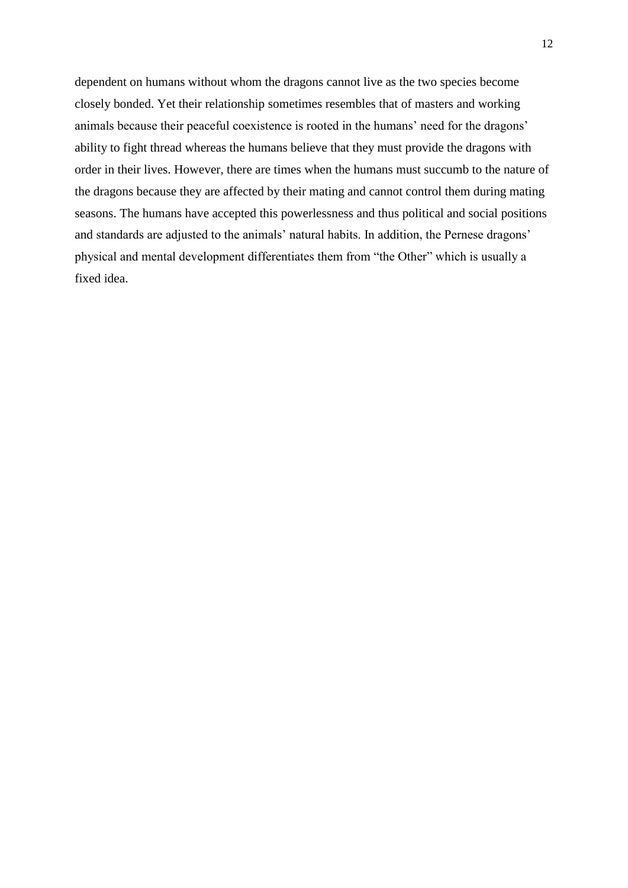dependent on humans without whom the dragons cannot live as the two species become closely bonded. Yet their relationship sometimes resembles that of masters and working animals because their peaceful coexistence is rooted in the humans' need for the dragons' ability to fight thread whereas the humans believe that they must provide the dragons with order in their lives. However, there are times when the humans must succumb to the nature of the dragons because they are affected by their mating and cannot control them during mating seasons. The humans have accepted this powerlessness and thus political and social positions and standards are adjusted to the animals' natural habits. In addition, the Pernese dragons' physical and mental development differentiates them from "the Other" which is usually a fixed idea.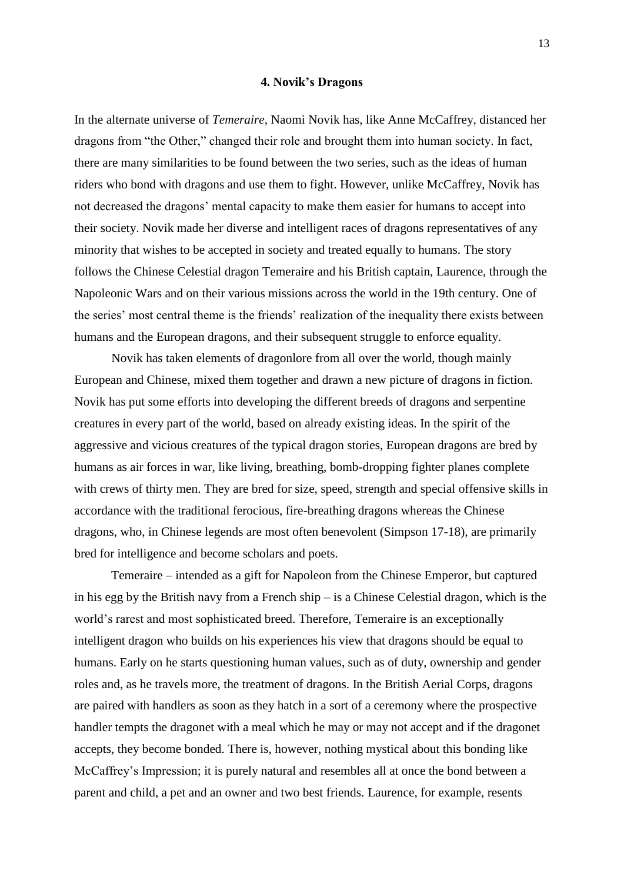## 4. Novik's Dragons

In the alternate universe of *Temeraire*, Naomi Novik has, like Anne McCaffrey, distanced her dragons from "the Other," changed their role and brought them into human society. In fact, there are many similarities to be found between the two series, such as the ideas of human riders who bond with dragons and use them to fight. However, unlike McCaffrey, Novik has not decreased the dragons' mental capacity to make them easier for humans to accept into their society. Novik made her diverse and intelligent races of dragons representatives of any minority that wishes to be accepted in society and treated equally to humans. The story follows the Chinese Celestial dragon Temeraire and his British captain, Laurence, through the Napoleonic Wars and on their various missions across the world in the 19th century. One of the series' most central theme is the friends' realization of the inequality there exists between humans and the European dragons, and their subsequent struggle to enforce equality.

Novik has taken elements of dragonlore from all over the world, though mainly European and Chinese, mixed them together and drawn a new picture of dragons in fiction. Novik has put some efforts into developing the different breeds of dragons and serpentine creatures in every part of the world, based on already existing ideas. In the spirit of the aggressive and vicious creatures of the typical dragon stories, European dragons are bred by humans as air forces in war, like living, breathing, bomb-dropping fighter planes complete with crews of thirty men. They are bred for size, speed, strength and special offensive skills in accordance with the traditional ferocious, fire-breathing dragons whereas the Chinese dragons, who, in Chinese legends are most often benevolent (Simpson 17-18), are primarily bred for intelligence and become scholars and poets.

Temeraire – intended as a gift for Napoleon from the Chinese Emperor, but captured in his egg by the British navy from a French ship – is a Chinese Celestial dragon, which is the world's rarest and most sophisticated breed. Therefore, Temeraire is an exceptionally intelligent dragon who builds on his experiences his view that dragons should be equal to humans. Early on he starts questioning human values, such as of duty, ownership and gender roles and, as he travels more, the treatment of dragons. In the British Aerial Corps, dragons are paired with handlers as soon as they hatch in a sort of a ceremony where the prospective handler tempts the dragonet with a meal which he may or may not accept and if the dragonet accepts, they become bonded. There is, however, nothing mystical about this bonding like McCaffrey's Impression; it is purely natural and resembles all at once the bond between a parent and child, a pet and an owner and two best friends. Laurence, for example, resents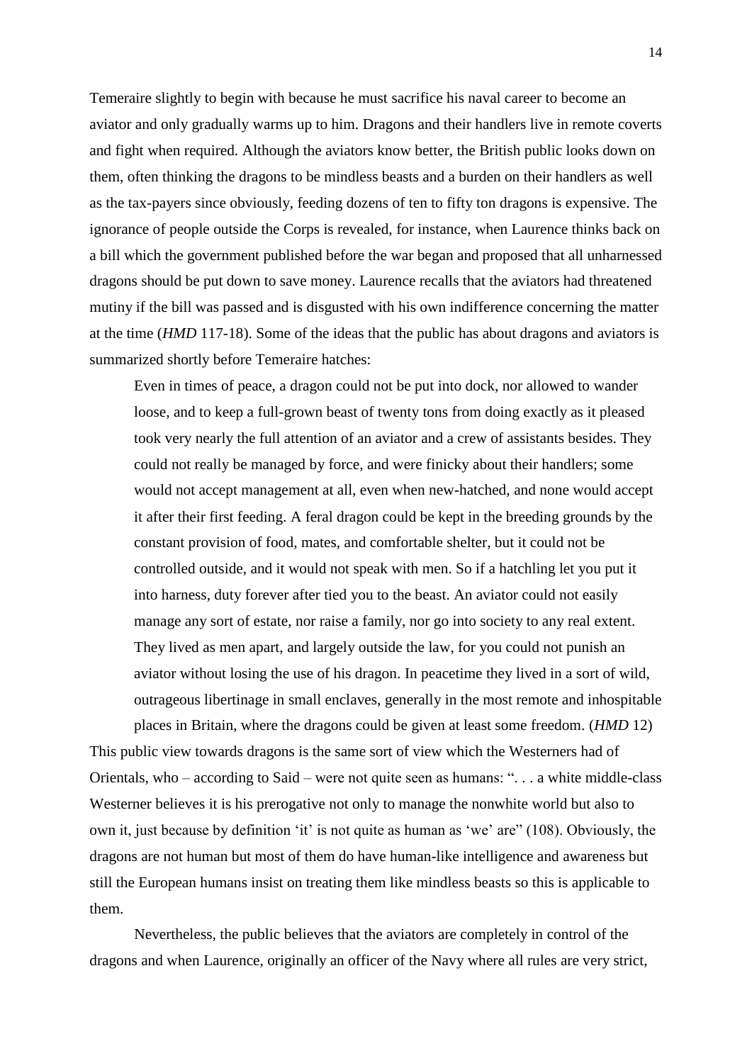Temeraire slightly to begin with because he must sacrifice his naval career to become an aviator and only gradually warms up to him. Dragons and their handlers live in remote coverts and fight when required. Although the aviators know better, the British public looks down on them, often thinking the dragons to be mindless beasts and a burden on their handlers as well as the tax-payers since obviously, feeding dozens of ten to fifty ton dragons is expensive. The ignorance of people outside the Corps is revealed, for instance, when Laurence thinks back on a bill which the government published before the war began and proposed that all unharnessed dragons should be put down to save money. Laurence recalls that the aviators had threatened mutiny if the bill was passed and is disgusted with his own indifference concerning the matter at the time (*HMD* 117-18). Some of the ideas that the public has about dragons and aviators is summarized shortly before Temeraire hatches:

> Even in times of peace, a dragon could not be put into dock, nor allowed to wander loose, and to keep a full-grown beast of twenty tons from doing exactly as it pleased took very nearly the full attention of an aviator and a crew of assistants besides. They could not really be managed by force, and were finicky about their handlers; some would not accept management at all, even when new-hatched, and none would accept it after their first feeding. A feral dragon could be kept in the breeding grounds by the constant provision of food, mates, and comfortable shelter, but it could not be controlled outside, and it would not speak with men. So if a hatchling let you put it into harness, duty forever after tied you to the beast. An aviator could not easily manage any sort of estate, nor raise a family, nor go into society to any real extent. They lived as men apart, and largely outside the law, for you could not punish an aviator without losing the use of his dragon. In peacetime they lived in a sort of wild, outrageous libertinage in small enclaves, generally in the most remote and inhospitable places in Britain, where the dragons could be given at least some freedom. (*HMD* 12)

This public view towards dragons is the same sort of view which the Westerners had of Orientals, who – according to Said – were not quite seen as humans: ". . . a white middle-class Westerner believes it is his prerogative not only to manage the nonwhite world but also to own it, just because by definition 'it' is not quite as human as 'we' are" (108). Obviously, the dragons are not human but most of them do have human-like intelligence and awareness but still the European humans insist on treating them like mindless beasts so this is applicable to them.

Nevertheless, the public believes that the aviators are completely in control of the dragons and when Laurence, originally an officer of the Navy where all rules are very strict,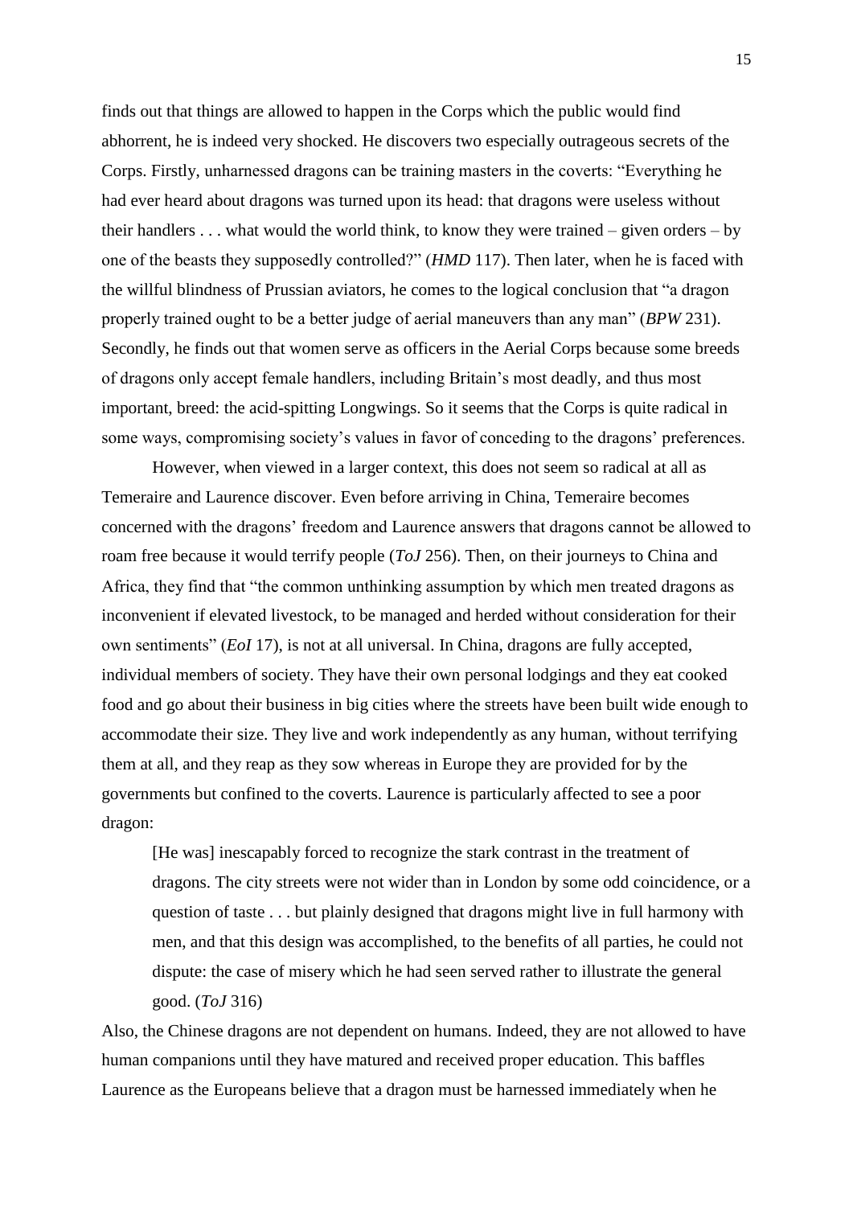finds out that things are allowed to happen in the Corps which the public would find abhorrent, he is indeed very shocked. He discovers two especially outrageous secrets of the Corps. Firstly, unharnessed dragons can be training masters in the coverts: "Everything he had ever heard about dragons was turned upon its head: that dragons were useless without their handlers . . . what would the world think, to know they were trained – given orders – by one of the beasts they supposedly controlled?" (*HMD* 117). Then later, when he is faced with the willful blindness of Prussian aviators, he comes to the logical conclusion that "a dragon properly trained ought to be a better judge of aerial maneuvers than any man" (*BPW* 231). Secondly, he finds out that women serve as officers in the Aerial Corps because some breeds of dragons only accept female handlers, including Britain's most deadly, and thus most important, breed: the acid-spitting Longwings. So it seems that the Corps is quite radical in some ways, compromising society's values in favor of conceding to the dragons' preferences.

However, when viewed in a larger context, this does not seem so radical at all as Temeraire and Laurence discover. Even before arriving in China, Temeraire becomes concerned with the dragons' freedom and Laurence answers that dragons cannot be allowed to roam free because it would terrify people (*ToJ* 256). Then, on their journeys to China and Africa, they find that "the common unthinking assumption by which men treated dragons as inconvenient if elevated livestock, to be managed and herded without consideration for their own sentiments" (*EoI* 17), is not at all universal. In China, dragons are fully accepted, individual members of society. They have their own personal lodgings and they eat cooked food and go about their business in big cities where the streets have been built wide enough to accommodate their size. They live and work independently as any human, without terrifying them at all, and they reap as they sow whereas in Europe they are provided for by the governments but confined to the coverts. Laurence is particularly affected to see a poor dragon:

> [He was] inescapably forced to recognize the stark contrast in the treatment of dragons. The city streets were not wider than in London by some odd coincidence, or a question of taste . . . but plainly designed that dragons might live in full harmony with men, and that this design was accomplished, to the benefits of all parties, he could not dispute: the case of misery which he had seen served rather to illustrate the general good. (*ToJ* 316)

Also, the Chinese dragons are not dependent on humans. Indeed, they are not allowed to have human companions until they have matured and received proper education. This baffles Laurence as the Europeans believe that a dragon must be harnessed immediately when he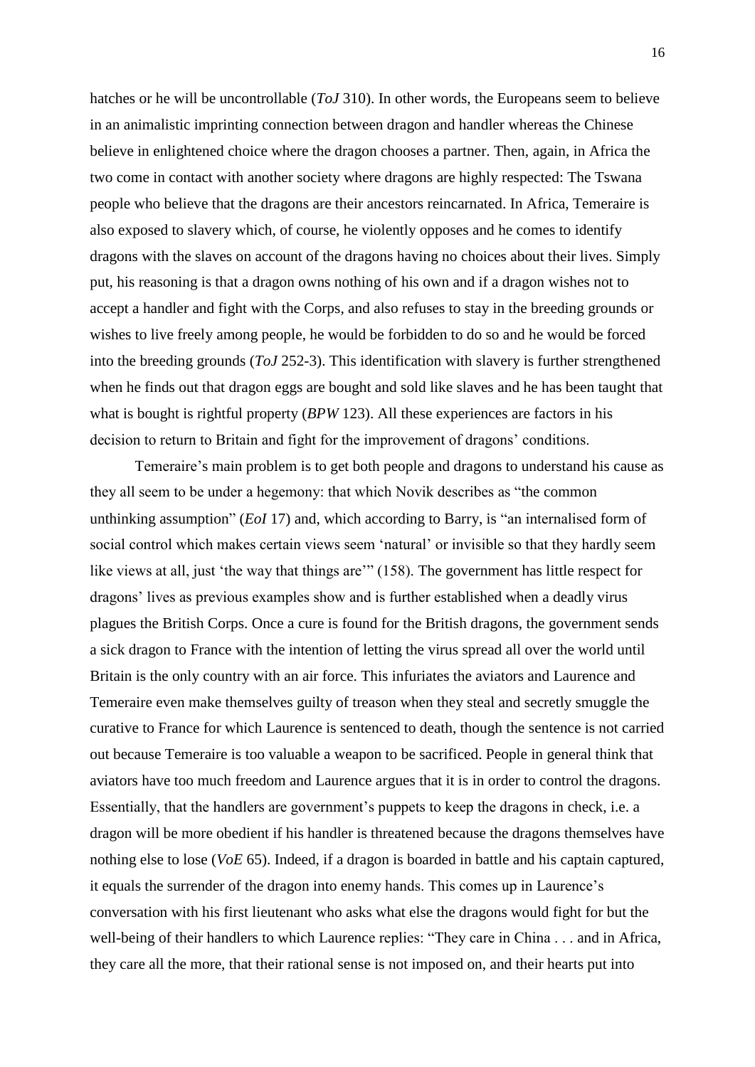hatches or he will be uncontrollable (*ToJ* 310). In other words, the Europeans seem to believe in an animalistic imprinting connection between dragon and handler whereas the Chinese believe in enlightened choice where the dragon chooses a partner. Then, again, in Africa the two come in contact with another society where dragons are highly respected: The Tswana people who believe that the dragons are their ancestors reincarnated. In Africa, Temeraire is also exposed to slavery which, of course, he violently opposes and he comes to identify dragons with the slaves on account of the dragons having no choices about their lives. Simply put, his reasoning is that a dragon owns nothing of his own and if a dragon wishes not to accept a handler and fight with the Corps, and also refuses to stay in the breeding grounds or wishes to live freely among people, he would be forbidden to do so and he would be forced into the breeding grounds (*ToJ* 252-3). This identification with slavery is further strengthened when he finds out that dragon eggs are bought and sold like slaves and he has been taught that what is bought is rightful property (*BPW* 123). All these experiences are factors in his decision to return to Britain and fight for the improvement of dragons' conditions.

Temeraire's main problem is to get both people and dragons to understand his cause as they all seem to be under a hegemony: that which Novik describes as "the common unthinking assumption" (*EoI* 17) and, which according to Barry, is "an internalised form of social control which makes certain views seem 'natural' or invisible so that they hardly seem like views at all, just 'the way that things are'" (158). The government has little respect for dragons' lives as previous examples show and is further established when a deadly virus plagues the British Corps. Once a cure is found for the British dragons, the government sends a sick dragon to France with the intention of letting the virus spread all over the world until Britain is the only country with an air force. This infuriates the aviators and Laurence and Temeraire even make themselves guilty of treason when they steal and secretly smuggle the curative to France for which Laurence is sentenced to death, though the sentence is not carried out because Temeraire is too valuable a weapon to be sacrificed. People in general think that aviators have too much freedom and Laurence argues that it is in order to control the dragons. Essentially, that the handlers are government's puppets to keep the dragons in check, i.e. a dragon will be more obedient if his handler is threatened because the dragons themselves have nothing else to lose (*VoE* 65). Indeed, if a dragon is boarded in battle and his captain captured, it equals the surrender of the dragon into enemy hands. This comes up in Laurence's conversation with his first lieutenant who asks what else the dragons would fight for but the well-being of their handlers to which Laurence replies: "They care in China . . . and in Africa, they care all the more, that their rational sense is not imposed on, and their hearts put into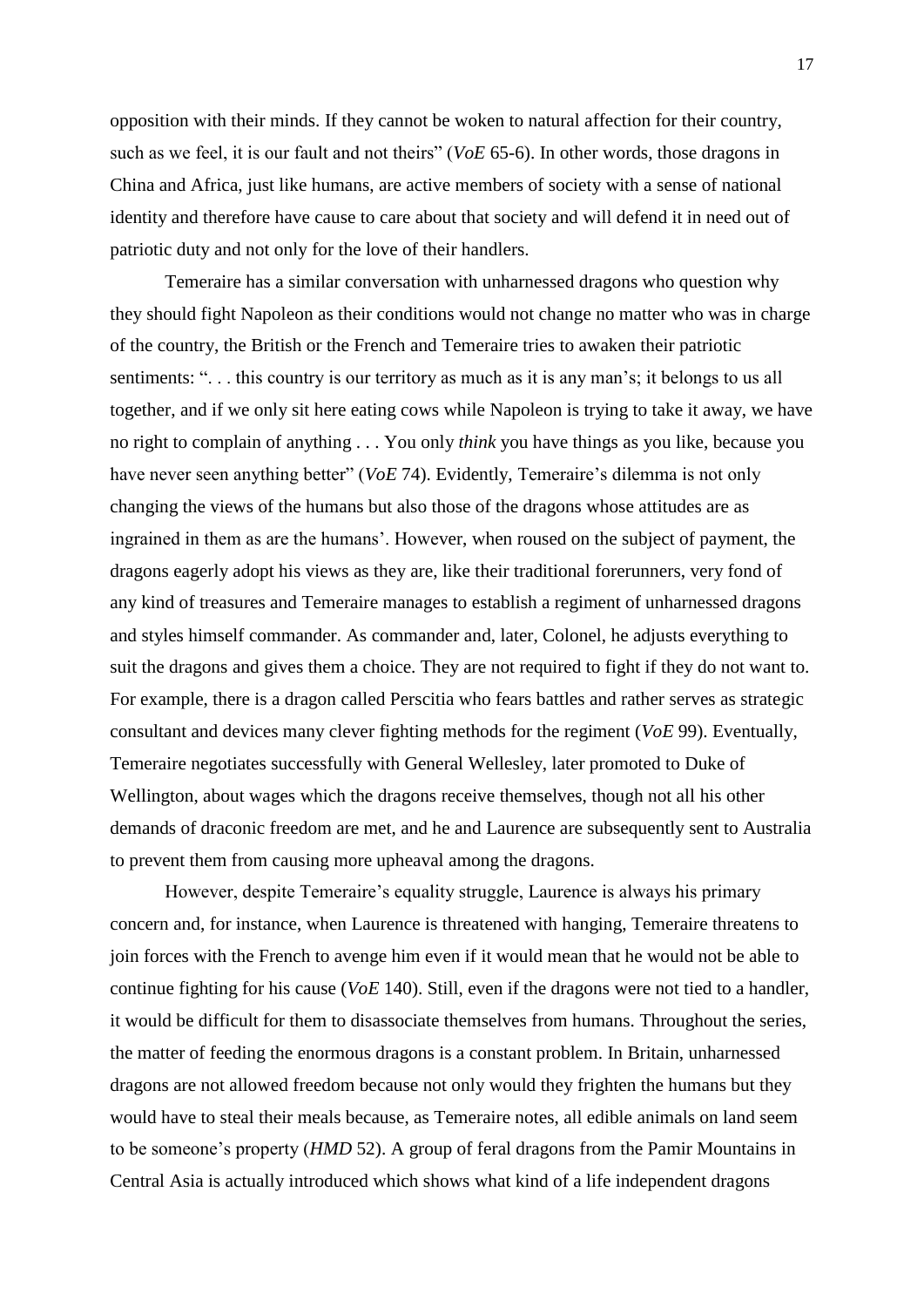opposition with their minds. If they cannot be woken to natural affection for their country, such as we feel, it is our fault and not theirs" (*VoE* 65-6). In other words, those dragons in China and Africa, just like humans, are active members of society with a sense of national identity and therefore have cause to care about that society and will defend it in need out of patriotic duty and not only for the love of their handlers.

Temeraire has a similar conversation with unharnessed dragons who question why they should fight Napoleon as their conditions would not change no matter who was in charge of the country, the British or the French and Temeraire tries to awaken their patriotic sentiments: ". . . this country is our territory as much as it is any man's; it belongs to us all together, and if we only sit here eating cows while Napoleon is trying to take it away, we have no right to complain of anything . . . You only *think* you have things as you like, because you have never seen anything better" (*VoE* 74). Evidently, Temeraire's dilemma is not only changing the views of the humans but also those of the dragons whose attitudes are as ingrained in them as are the humans'. However, when roused on the subject of payment, the dragons eagerly adopt his views as they are, like their traditional forerunners, very fond of any kind of treasures and Temeraire manages to establish a regiment of unharnessed dragons and styles himself commander. As commander and, later, Colonel, he adjusts everything to suit the dragons and gives them a choice. They are not required to fight if they do not want to. For example, there is a dragon called Perscitia who fears battles and rather serves as strategic consultant and devices many clever fighting methods for the regiment (*VoE* 99). Eventually, Temeraire negotiates successfully with General Wellesley, later promoted to Duke of Wellington, about wages which the dragons receive themselves, though not all his other demands of draconic freedom are met, and he and Laurence are subsequently sent to Australia to prevent them from causing more upheaval among the dragons.

However, despite Temeraire's equality struggle, Laurence is always his primary concern and, for instance, when Laurence is threatened with hanging, Temeraire threatens to join forces with the French to avenge him even if it would mean that he would not be able to continue fighting for his cause (*VoE* 140). Still, even if the dragons were not tied to a handler, it would be difficult for them to disassociate themselves from humans. Throughout the series, the matter of feeding the enormous dragons is a constant problem. In Britain, unharnessed dragons are not allowed freedom because not only would they frighten the humans but they would have to steal their meals because, as Temeraire notes, all edible animals on land seem to be someone's property (*HMD* 52). A group of feral dragons from the Pamir Mountains in Central Asia is actually introduced which shows what kind of a life independent dragons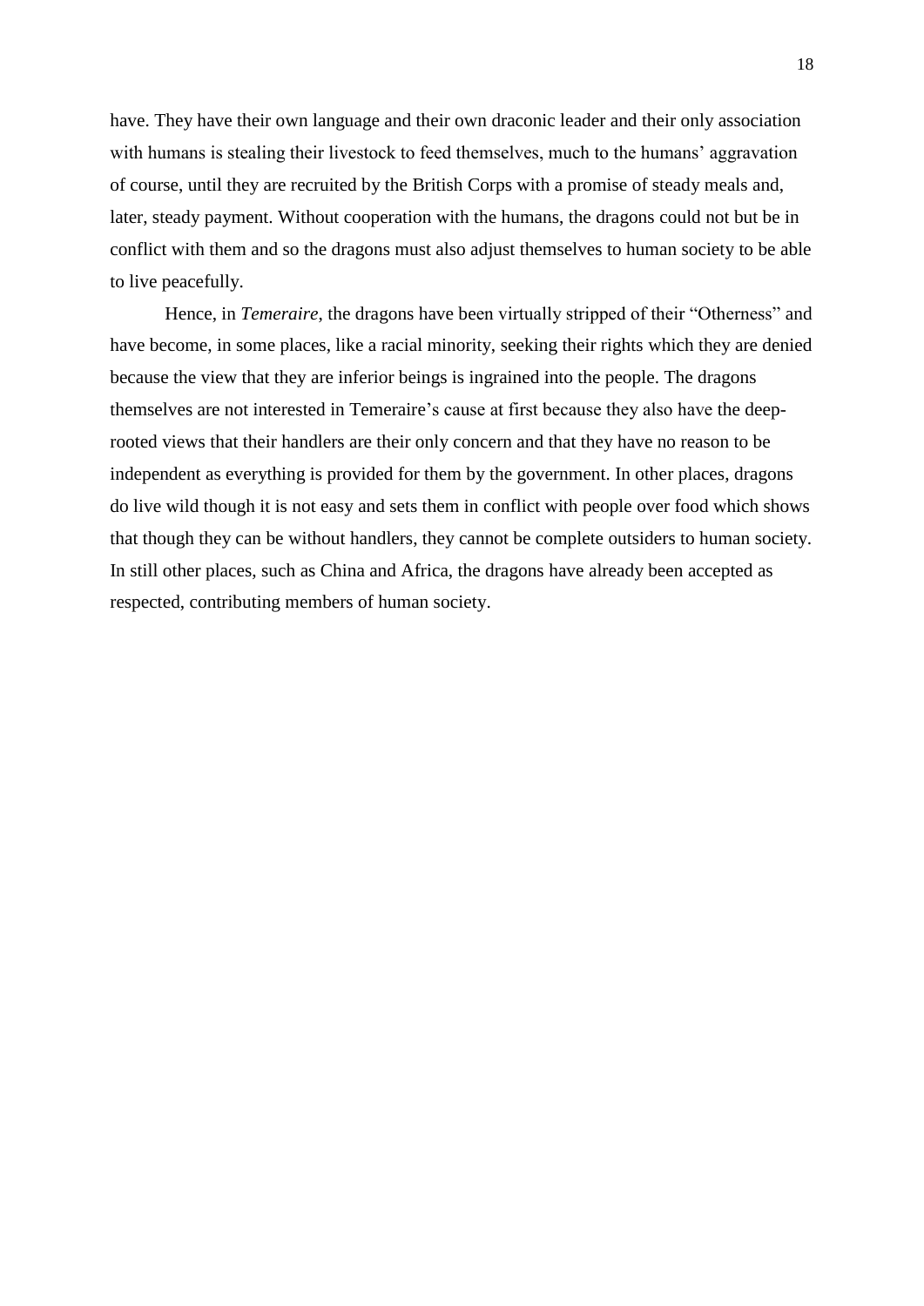have. They have their own language and their own draconic leader and their only association with humans is stealing their livestock to feed themselves, much to the humans' aggravation of course, until they are recruited by the British Corps with a promise of steady meals and, later, steady payment. Without cooperation with the humans, the dragons could not but be in conflict with them and so the dragons must also adjust themselves to human society to be able to live peacefully.

Hence, in *Temeraire*, the dragons have been virtually stripped of their "Otherness" and have become, in some places, like a racial minority, seeking their rights which they are denied because the view that they are inferior beings is ingrained into the people. The dragons themselves are not interested in Temeraire's cause at first because they also have the deep-rooted views that their handlers are their only concern and that they have no reason to be independent as everything is provided for them by the government. In other places, dragons do live wild though it is not easy and sets them in conflict with people over food which shows that though they can be without handlers, they cannot be complete outsiders to human society. In still other places, such as China and Africa, the dragons have already been accepted as respected, contributing members of human society.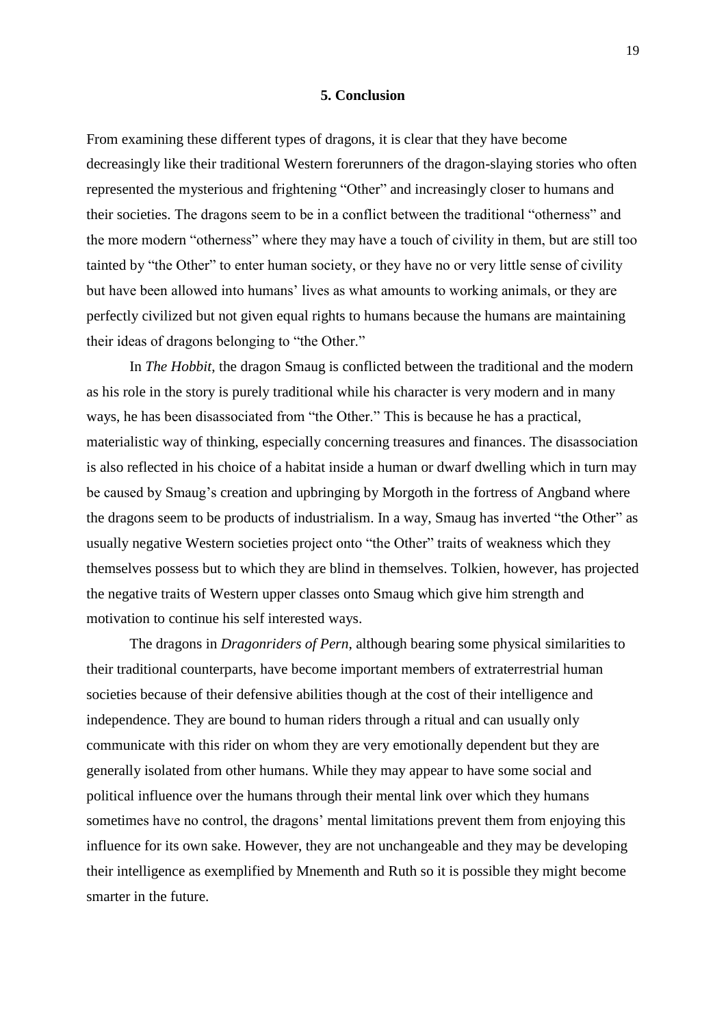## 5. Conclusion

From examining these different types of dragons, it is clear that they have become decreasingly like their traditional Western forerunners of the dragon-slaying stories who often represented the mysterious and frightening "Other" and increasingly closer to humans and their societies. The dragons seem to be in a conflict between the traditional "otherness" and the more modern "otherness" where they may have a touch of civility in them, but are still too tainted by "the Other" to enter human society, or they have no or very little sense of civility but have been allowed into humans' lives as what amounts to working animals, or they are perfectly civilized but not given equal rights to humans because the humans are maintaining their ideas of dragons belonging to "the Other."

In *The Hobbit*, the dragon Smaug is conflicted between the traditional and the modern as his role in the story is purely traditional while his character is very modern and in many ways, he has been disassociated from "the Other." This is because he has a practical, materialistic way of thinking, especially concerning treasures and finances. The disassociation is also reflected in his choice of a habitat inside a human or dwarf dwelling which in turn may be caused by Smaug's creation and upbringing by Morgoth in the fortress of Angband where the dragons seem to be products of industrialism. In a way, Smaug has inverted "the Other" as usually negative Western societies project onto "the Other" traits of weakness which they themselves possess but to which they are blind in themselves. Tolkien, however, has projected the negative traits of Western upper classes onto Smaug which give him strength and motivation to continue his self interested ways.

The dragons in *Dragonriders of Pern*, although bearing some physical similarities to their traditional counterparts, have become important members of extraterrestrial human societies because of their defensive abilities though at the cost of their intelligence and independence. They are bound to human riders through a ritual and can usually only communicate with this rider on whom they are very emotionally dependent but they are generally isolated from other humans. While they may appear to have some social and political influence over the humans through their mental link over which they humans sometimes have no control, the dragons' mental limitations prevent them from enjoying this influence for its own sake. However, they are not unchangeable and they may be developing their intelligence as exemplified by Mnementh and Ruth so it is possible they might become smarter in the future.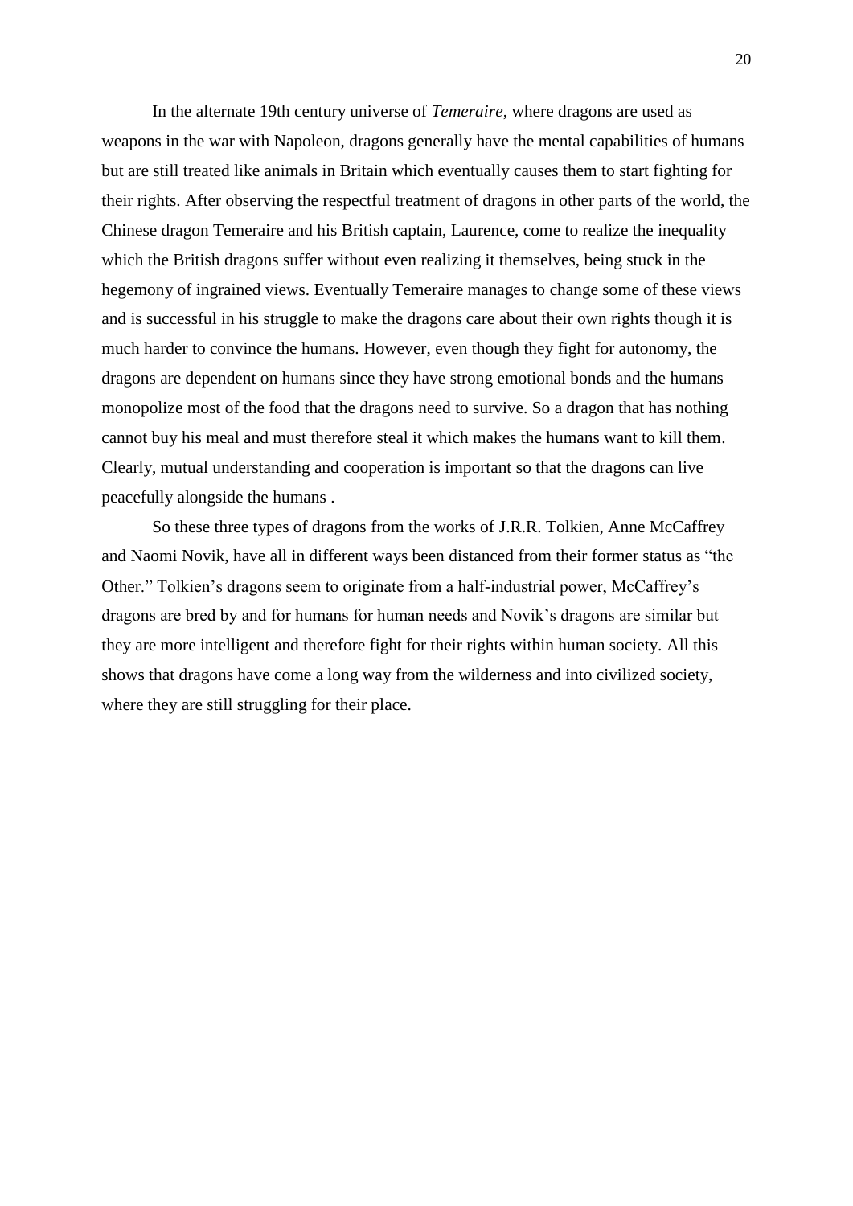In the alternate 19th century universe of *Temeraire*, where dragons are used as weapons in the war with Napoleon, dragons generally have the mental capabilities of humans but are still treated like animals in Britain which eventually causes them to start fighting for their rights. After observing the respectful treatment of dragons in other parts of the world, the Chinese dragon Temeraire and his British captain, Laurence, come to realize the inequality which the British dragons suffer without even realizing it themselves, being stuck in the hegemony of ingrained views. Eventually Temeraire manages to change some of these views and is successful in his struggle to make the dragons care about their own rights though it is much harder to convince the humans. However, even though they fight for autonomy, the dragons are dependent on humans since they have strong emotional bonds and the humans monopolize most of the food that the dragons need to survive. So a dragon that has nothing cannot buy his meal and must therefore steal it which makes the humans want to kill them. Clearly, mutual understanding and cooperation is important so that the dragons can live peacefully alongside the humans .

So these three types of dragons from the works of J.R.R. Tolkien, Anne McCaffrey and Naomi Novik, have all in different ways been distanced from their former status as "the Other." Tolkien's dragons seem to originate from a half-industrial power, McCaffrey's dragons are bred by and for humans for human needs and Novik's dragons are similar but they are more intelligent and therefore fight for their rights within human society. All this shows that dragons have come a long way from the wilderness and into civilized society, where they are still struggling for their place.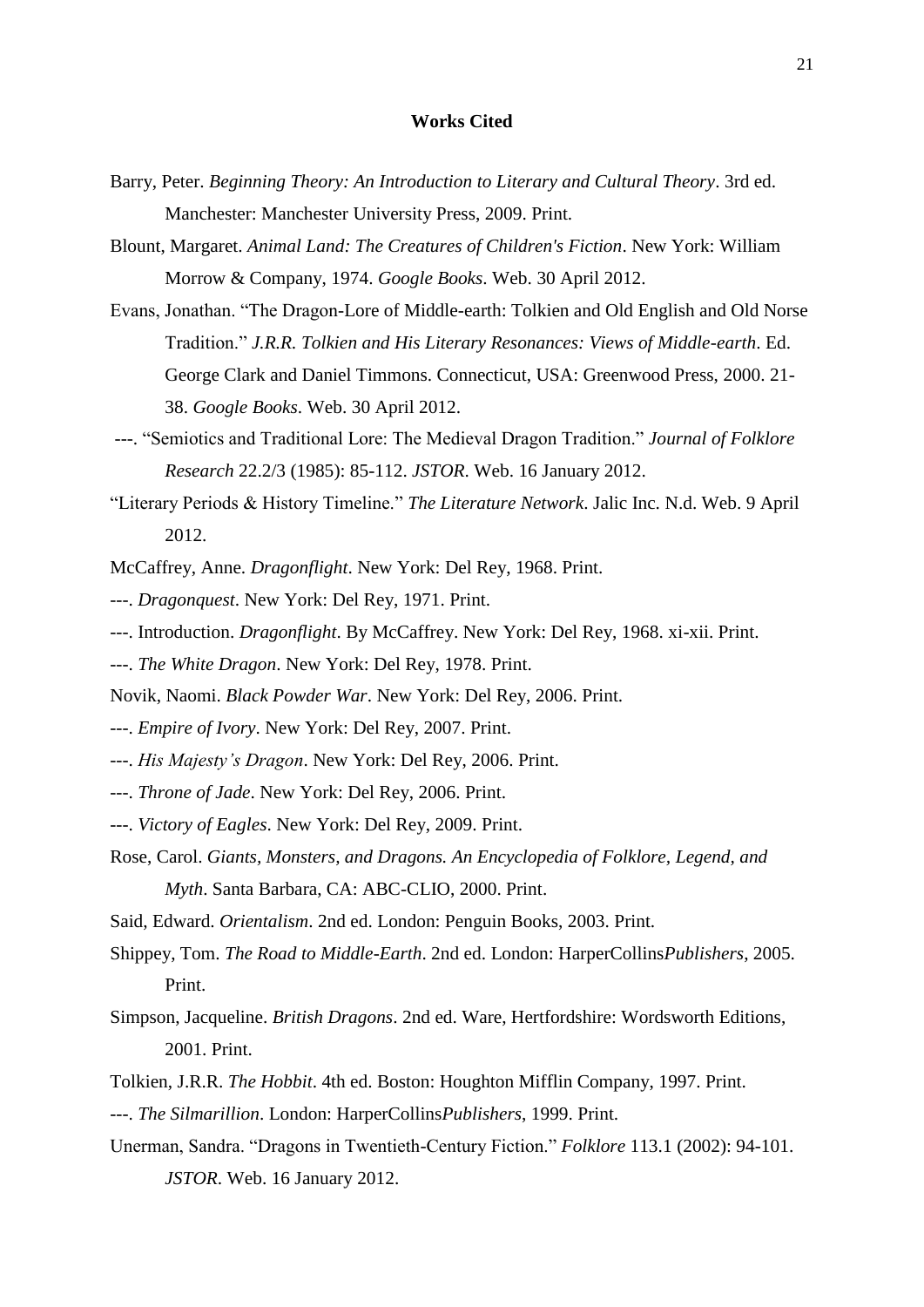# Works Cited

Barry, Peter. *Beginning Theory: An Introduction to Literary and Cultural Theory*. 3rd ed. Manchester: Manchester University Press, 2009. Print.

Blount, Margaret. *Animal Land: The Creatures of Children's Fiction*. New York: William Morrow & Company, 1974. *Google Books*. Web. 30 April 2012.

Evans, Jonathan. "The Dragon-Lore of Middle-earth: Tolkien and Old English and Old Norse Tradition." *J.R.R. Tolkien and His Literary Resonances: Views of Middle-earth*. Ed. George Clark and Daniel Timmons. Connecticut, USA: Greenwood Press, 2000. 21-38. *Google Books*. Web. 30 April 2012.

---. "Semiotics and Traditional Lore: The Medieval Dragon Tradition." *Journal of Folklore Research* 22.2/3 (1985): 85-112. *JSTOR*. Web. 16 January 2012.

"Literary Periods & History Timeline." *The Literature Network*. Jalic Inc. N.d. Web. 9 April 2012.

McCaffrey, Anne. *Dragonflight*. New York: Del Rey, 1968. Print.

---. *Dragonquest*. New York: Del Rey, 1971. Print.

---. Introduction. *Dragonflight*. By McCaffrey. New York: Del Rey, 1968. xi-xii. Print.

---. *The White Dragon*. New York: Del Rey, 1978. Print.

Novik, Naomi. *Black Powder War*. New York: Del Rey, 2006. Print.

---. *Empire of Ivory*. New York: Del Rey, 2007. Print.

---. *His Majesty's Dragon*. New York: Del Rey, 2006. Print.

---. *Throne of Jade*. New York: Del Rey, 2006. Print.

---. *Victory of Eagles*. New York: Del Rey, 2009. Print.

Rose, Carol. *Giants, Monsters, and Dragons. An Encyclopedia of Folklore, Legend, and Myth*. Santa Barbara, CA: ABC-CLIO, 2000. Print.

Said, Edward. *Orientalism*. 2nd ed. London: Penguin Books, 2003. Print.

Shippey, Tom. *The Road to Middle-Earth*. 2nd ed. London: HarperCollins*Publishers*, 2005. Print.

Simpson, Jacqueline. *British Dragons*. 2nd ed. Ware, Hertfordshire: Wordsworth Editions, 2001. Print.

Tolkien, J.R.R. *The Hobbit*. 4th ed. Boston: Houghton Mifflin Company, 1997. Print.

---. *The Silmarillion*. London: HarperCollins*Publishers*, 1999. Print.

Unerman, Sandra. "Dragons in Twentieth-Century Fiction." *Folklore* 113.1 (2002): 94-101. *JSTOR*. Web. 16 January 2012.